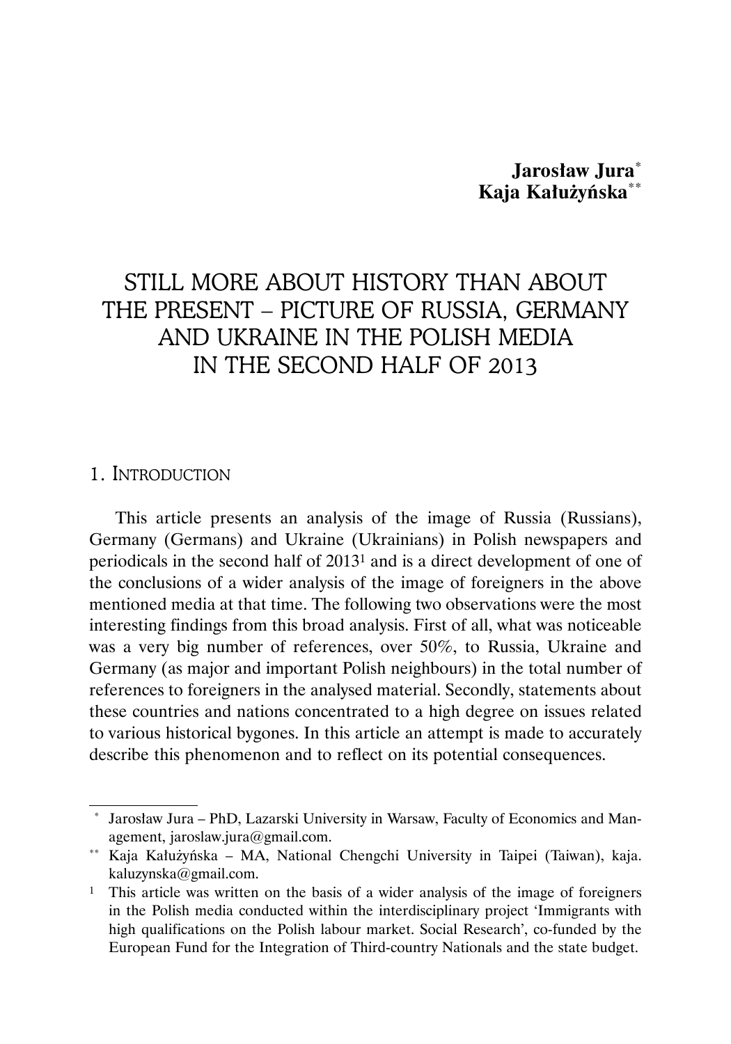**Jarosław Jura**[*]
**Kaja Kałużyńska**[**]

# STILL MORE ABOUT HISTORY THAN ABOUT THE PRESENT – PICTURE OF RUSSIA, GERMANY AND UKRAINE IN THE POLISH MEDIA IN THE SECOND HALF OF 2013

## 1. Introduction

This article presents an analysis of the image of Russia (Russians), Germany (Germans) and Ukraine (Ukrainians) in Polish newspapers and periodicals in the second half of 2013[1] and is a direct development of one of the conclusions of a wider analysis of the image of foreigners in the above mentioned media at that time. The following two observations were the most interesting findings from this broad analysis. First of all, what was noticeable was a very big number of references, over 50%, to Russia, Ukraine and Germany (as major and important Polish neighbours) in the total number of references to foreigners in the analysed material. Secondly, statements about these countries and nations concentrated to a high degree on issues related to various historical bygones. In this article an attempt is made to accurately describe this phenomenon and to reflect on its potential consequences.

---

[*] Jarosław Jura – PhD, Lazarski University in Warsaw, Faculty of Economics and Management, jaroslaw.jura@gmail.com.

[**] Kaja Kałużyńska – MA, National Chengchi University in Taipei (Taiwan), kaja.kaluzynska@gmail.com.

[1] This article was written on the basis of a wider analysis of the image of foreigners in the Polish media conducted within the interdisciplinary project 'Immigrants with high qualifications on the Polish labour market. Social Research', co-funded by the European Fund for the Integration of Third-country Nationals and the state budget.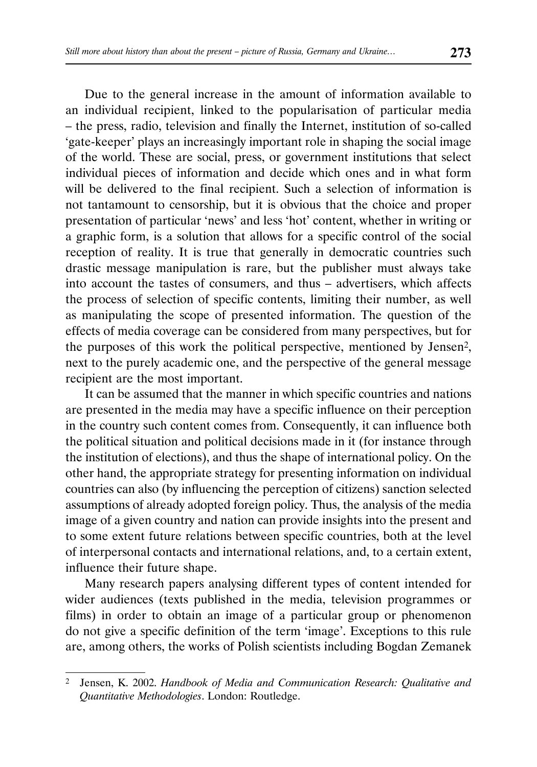Due to the general increase in the amount of information available to an individual recipient, linked to the popularisation of particular media – the press, radio, television and finally the Internet, institution of so-called 'gate-keeper' plays an increasingly important role in shaping the social image of the world. These are social, press, or government institutions that select individual pieces of information and decide which ones and in what form will be delivered to the final recipient. Such a selection of information is not tantamount to censorship, but it is obvious that the choice and proper presentation of particular 'news' and less 'hot' content, whether in writing or a graphic form, is a solution that allows for a specific control of the social reception of reality. It is true that generally in democratic countries such drastic message manipulation is rare, but the publisher must always take into account the tastes of consumers, and thus – advertisers, which affects the process of selection of specific contents, limiting their number, as well as manipulating the scope of presented information. The question of the effects of media coverage can be considered from many perspectives, but for the purposes of this work the political perspective, mentioned by Jensen[2], next to the purely academic one, and the perspective of the general message recipient are the most important.

It can be assumed that the manner in which specific countries and nations are presented in the media may have a specific influence on their perception in the country such content comes from. Consequently, it can influence both the political situation and political decisions made in it (for instance through the institution of elections), and thus the shape of international policy. On the other hand, the appropriate strategy for presenting information on individual countries can also (by influencing the perception of citizens) sanction selected assumptions of already adopted foreign policy. Thus, the analysis of the media image of a given country and nation can provide insights into the present and to some extent future relations between specific countries, both at the level of interpersonal contacts and international relations, and, to a certain extent, influence their future shape.

Many research papers analysing different types of content intended for wider audiences (texts published in the media, television programmes or films) in order to obtain an image of a particular group or phenomenon do not give a specific definition of the term 'image'. Exceptions to this rule are, among others, the works of Polish scientists including Bogdan Zemanek

---

[2] Jensen, K. 2002. *Handbook of Media and Communication Research: Qualitative and Quantitative Methodologies*. London: Routledge.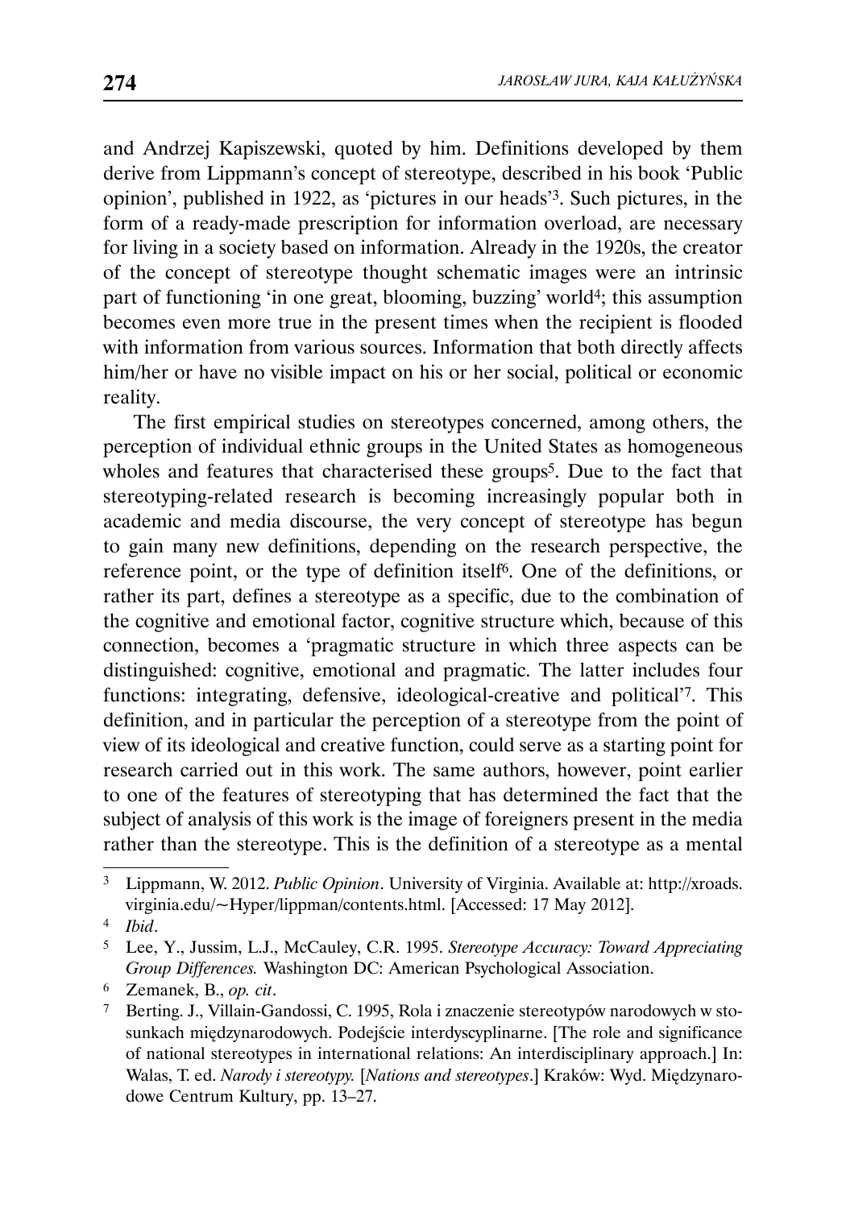and Andrzej Kapiszewski, quoted by him. Definitions developed by them derive from Lippmann's concept of stereotype, described in his book 'Public opinion', published in 1922, as 'pictures in our heads'[3]. Such pictures, in the form of a ready-made prescription for information overload, are necessary for living in a society based on information. Already in the 1920s, the creator of the concept of stereotype thought schematic images were an intrinsic part of functioning 'in one great, blooming, buzzing' world[4]; this assumption becomes even more true in the present times when the recipient is flooded with information from various sources. Information that both directly affects him/her or have no visible impact on his or her social, political or economic reality.

The first empirical studies on stereotypes concerned, among others, the perception of individual ethnic groups in the United States as homogeneous wholes and features that characterised these groups[5]. Due to the fact that stereotyping-related research is becoming increasingly popular both in academic and media discourse, the very concept of stereotype has begun to gain many new definitions, depending on the research perspective, the reference point, or the type of definition itself[6]. One of the definitions, or rather its part, defines a stereotype as a specific, due to the combination of the cognitive and emotional factor, cognitive structure which, because of this connection, becomes a 'pragmatic structure in which three aspects can be distinguished: cognitive, emotional and pragmatic. The latter includes four functions: integrating, defensive, ideological-creative and political'[7]. This definition, and in particular the perception of a stereotype from the point of view of its ideological and creative function, could serve as a starting point for research carried out in this work. The same authors, however, point earlier to one of the features of stereotyping that has determined the fact that the subject of analysis of this work is the image of foreigners present in the media rather than the stereotype. This is the definition of a stereotype as a mental

[3] Lippmann, W. 2012. *Public Opinion*. University of Virginia. Available at: http://xroads.virginia.edu/~Hyper/lippman/contents.html. [Accessed: 17 May 2012].

[4] *Ibid*.

[5] Lee, Y., Jussim, L.J., McCauley, C.R. 1995. *Stereotype Accuracy: Toward Appreciating Group Differences.* Washington DC: American Psychological Association.

[6] Zemanek, B., *op. cit*.

[7] Berting. J., Villain-Gandossi, C. 1995, Rola i znaczenie stereotypów narodowych w stosunkach międzynarodowych. Podejście interdyscyplinarne. [The role and significance of national stereotypes in international relations: An interdisciplinary approach.] In: Walas, T. ed. *Narody i stereotypy.* [*Nations and stereotypes*.] Kraków: Wyd. Międzynarodowe Centrum Kultury, pp. 13–27.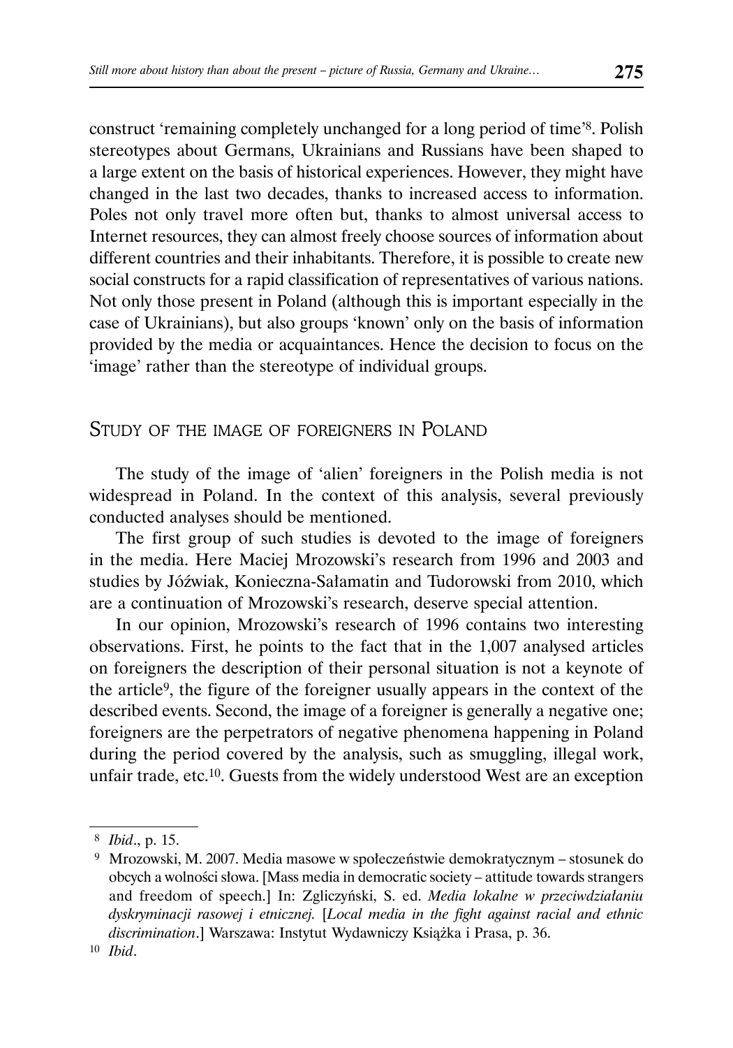construct 'remaining completely unchanged for a long period of time'[8]. Polish stereotypes about Germans, Ukrainians and Russians have been shaped to a large extent on the basis of historical experiences. However, they might have changed in the last two decades, thanks to increased access to information. Poles not only travel more often but, thanks to almost universal access to Internet resources, they can almost freely choose sources of information about different countries and their inhabitants. Therefore, it is possible to create new social constructs for a rapid classification of representatives of various nations. Not only those present in Poland (although this is important especially in the case of Ukrainians), but also groups 'known' only on the basis of information provided by the media or acquaintances. Hence the decision to focus on the 'image' rather than the stereotype of individual groups.

## Study of the image of foreigners in Poland

The study of the image of 'alien' foreigners in the Polish media is not widespread in Poland. In the context of this analysis, several previously conducted analyses should be mentioned.

The first group of such studies is devoted to the image of foreigners in the media. Here Maciej Mrozowski's research from 1996 and 2003 and studies by Jóźwiak, Konieczna-Sałamatin and Tudorowski from 2010, which are a continuation of Mrozowski's research, deserve special attention.

In our opinion, Mrozowski's research of 1996 contains two interesting observations. First, he points to the fact that in the 1,007 analysed articles on foreigners the description of their personal situation is not a keynote of the article[9], the figure of the foreigner usually appears in the context of the described events. Second, the image of a foreigner is generally a negative one; foreigners are the perpetrators of negative phenomena happening in Poland during the period covered by the analysis, such as smuggling, illegal work, unfair trade, etc.[10]. Guests from the widely understood West are an exception

---

[8] *Ibid*., p. 15.

[9] Mrozowski, M. 2007. Media masowe w społeczeństwie demokratycznym – stosunek do obcych a wolności słowa. [Mass media in democratic society – attitude towards strangers and freedom of speech.] In: Zgliczyński, S. ed. *Media lokalne w przeciwdziałaniu dyskryminacji rasowej i etnicznej.* [*Local media in the fight against racial and ethnic discrimination*.] Warszawa: Instytut Wydawniczy Książka i Prasa, p. 36.

[10] *Ibid*.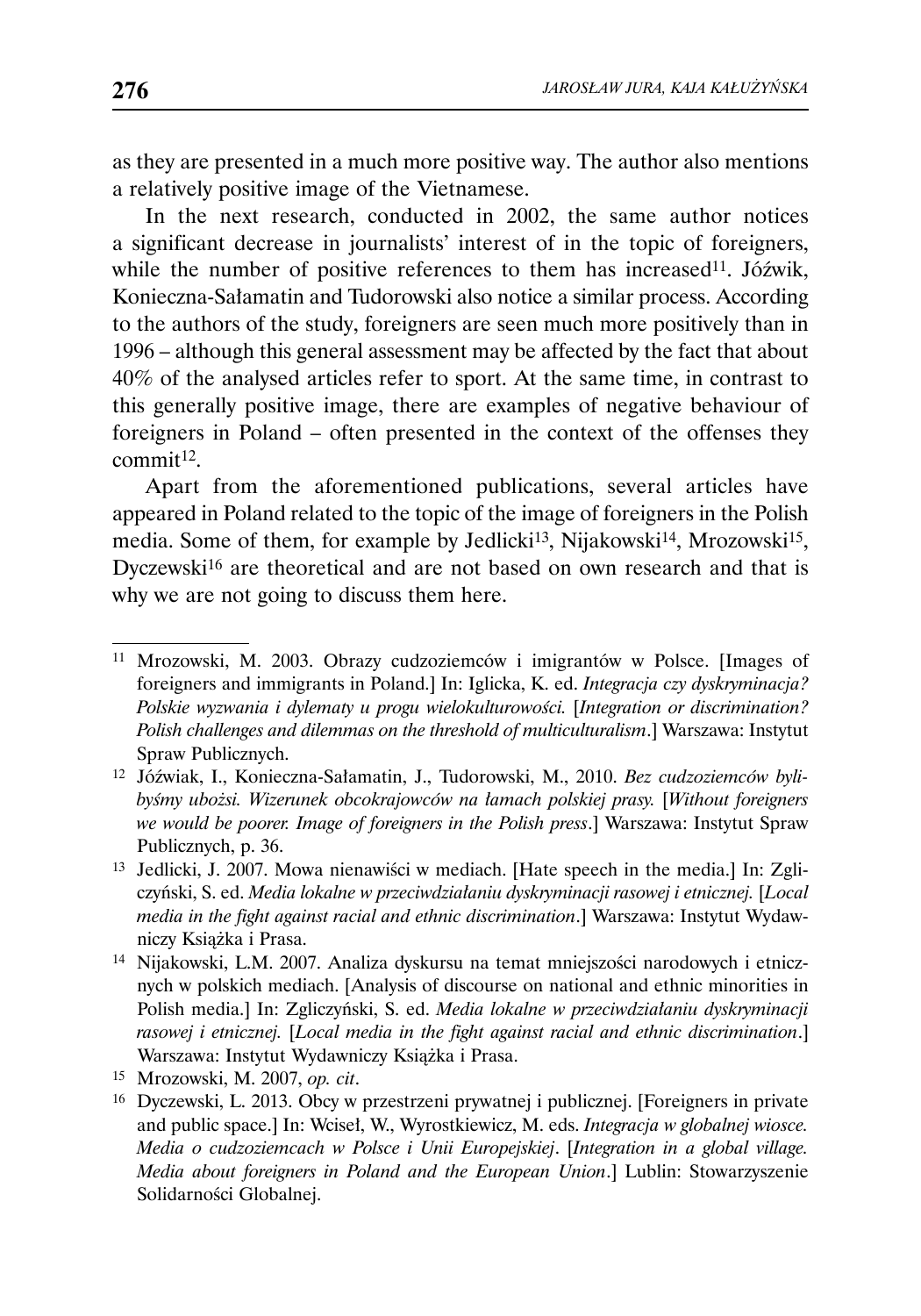as they are presented in a much more positive way. The author also mentions a relatively positive image of the Vietnamese.

In the next research, conducted in 2002, the same author notices a significant decrease in journalists' interest of in the topic of foreigners, while the number of positive references to them has increased[11]. Jóźwik, Konieczna-Sałamatin and Tudorowski also notice a similar process. According to the authors of the study, foreigners are seen much more positively than in 1996 – although this general assessment may be affected by the fact that about 40% of the analysed articles refer to sport. At the same time, in contrast to this generally positive image, there are examples of negative behaviour of foreigners in Poland – often presented in the context of the offenses they commit[12].

Apart from the aforementioned publications, several articles have appeared in Poland related to the topic of the image of foreigners in the Polish media. Some of them, for example by Jedlicki[13], Nijakowski[14], Mrozowski[15], Dyczewski[16] are theoretical and are not based on own research and that is why we are not going to discuss them here.

---

[11] Mrozowski, M. 2003. Obrazy cudzoziemców i imigrantów w Polsce. [Images of foreigners and immigrants in Poland.] In: Iglicka, K. ed. *Integracja czy dyskryminacja? Polskie wyzwania i dylematy u progu wielokulturowości.* [*Integration or discrimination? Polish challenges and dilemmas on the threshold of multiculturalism*.] Warszawa: Instytut Spraw Publicznych.

[12] Jóźwiak, I., Konieczna-Sałamatin, J., Tudorowski, M., 2010. *Bez cudzoziemców bylibyśmy ubożsi. Wizerunek obcokrajowców na łamach polskiej prasy.* [*Without foreigners we would be poorer. Image of foreigners in the Polish press*.] Warszawa: Instytut Spraw Publicznych, p. 36.

[13] Jedlicki, J. 2007. Mowa nienawiści w mediach. [Hate speech in the media.] In: Zgliczyński, S. ed. *Media lokalne w przeciwdziałaniu dyskryminacji rasowej i etnicznej.* [*Local media in the fight against racial and ethnic discrimination*.] Warszawa: Instytut Wydawniczy Książka i Prasa.

[14] Nijakowski, L.M. 2007. Analiza dyskursu na temat mniejszości narodowych i etnicznych w polskich mediach. [Analysis of discourse on national and ethnic minorities in Polish media.] In: Zgliczyński, S. ed. *Media lokalne w przeciwdziałaniu dyskryminacji rasowej i etnicznej.* [*Local media in the fight against racial and ethnic discrimination*.] Warszawa: Instytut Wydawniczy Książka i Prasa.

[15] Mrozowski, M. 2007, *op. cit*.

[16] Dyczewski, L. 2013. Obcy w przestrzeni prywatnej i publicznej. [Foreigners in private and public space.] In: Wciseł, W., Wyrostkiewicz, M. eds. *Integracja w globalnej wiosce. Media o cudzoziemcach w Polsce i Unii Europejskiej*. [*Integration in a global village. Media about foreigners in Poland and the European Union*.] Lublin: Stowarzyszenie Solidarności Globalnej.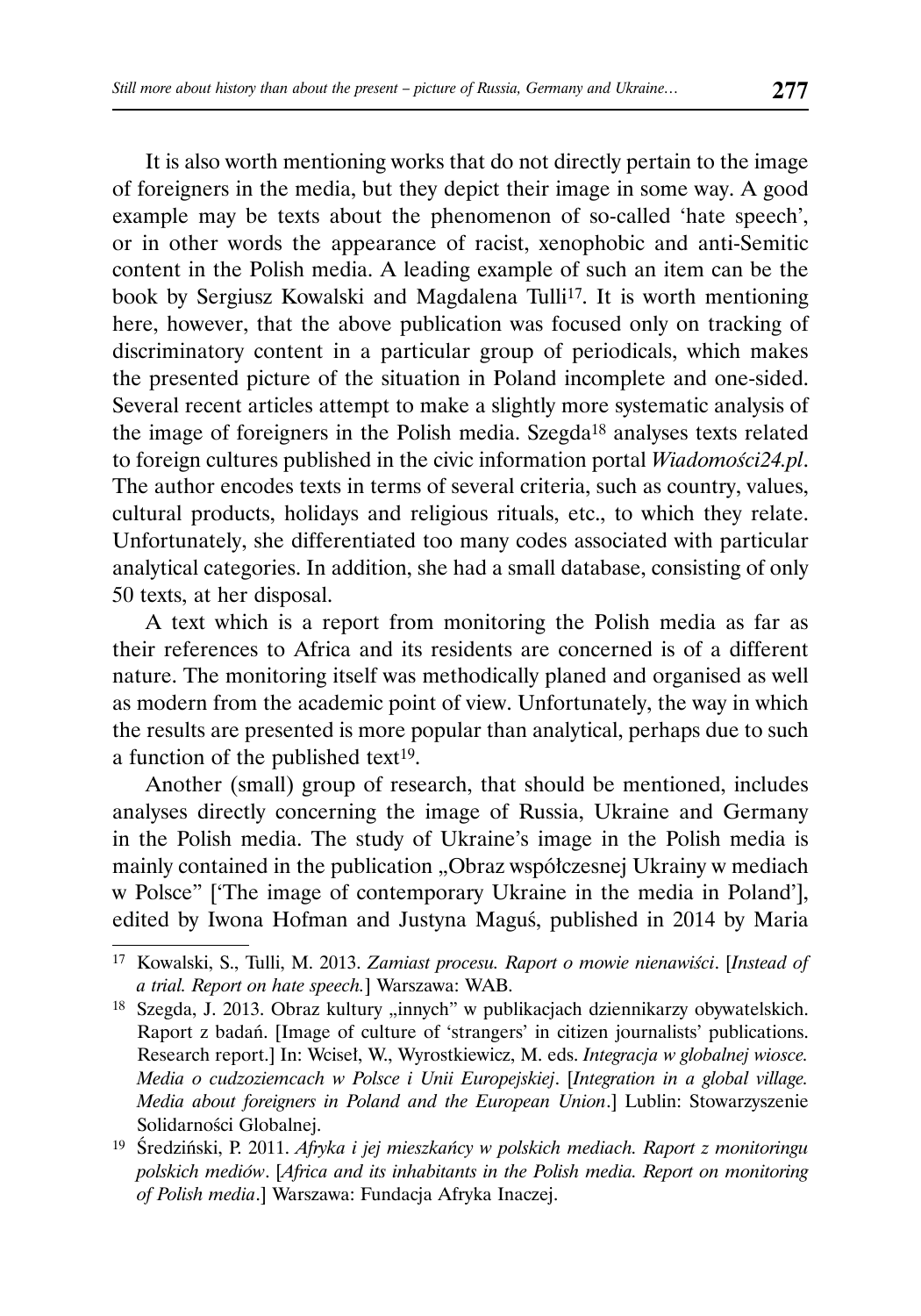It is also worth mentioning works that do not directly pertain to the image of foreigners in the media, but they depict their image in some way. A good example may be texts about the phenomenon of so-called 'hate speech', or in other words the appearance of racist, xenophobic and anti-Semitic content in the Polish media. A leading example of such an item can be the book by Sergiusz Kowalski and Magdalena Tulli[17]. It is worth mentioning here, however, that the above publication was focused only on tracking of discriminatory content in a particular group of periodicals, which makes the presented picture of the situation in Poland incomplete and one-sided. Several recent articles attempt to make a slightly more systematic analysis of the image of foreigners in the Polish media. Szegda[18] analyses texts related to foreign cultures published in the civic information portal *Wiadomości24.pl*. The author encodes texts in terms of several criteria, such as country, values, cultural products, holidays and religious rituals, etc., to which they relate. Unfortunately, she differentiated too many codes associated with particular analytical categories. In addition, she had a small database, consisting of only 50 texts, at her disposal.

A text which is a report from monitoring the Polish media as far as their references to Africa and its residents are concerned is of a different nature. The monitoring itself was methodically planed and organised as well as modern from the academic point of view. Unfortunately, the way in which the results are presented is more popular than analytical, perhaps due to such a function of the published text[19].

Another (small) group of research, that should be mentioned, includes analyses directly concerning the image of Russia, Ukraine and Germany in the Polish media. The study of Ukraine's image in the Polish media is mainly contained in the publication „Obraz współczesnej Ukrainy w mediach w Polsce" ['The image of contemporary Ukraine in the media in Poland'], edited by Iwona Hofman and Justyna Maguś, published in 2014 by Maria

---

[17] Kowalski, S., Tulli, M. 2013. *Zamiast procesu. Raport o mowie nienawiści*. [*Instead of a trial. Report on hate speech.*] Warszawa: WAB.

[18] Szegda, J. 2013. Obraz kultury „innych" w publikacjach dziennikarzy obywatelskich. Raport z badań. [Image of culture of 'strangers' in citizen journalists' publications. Research report.] In: Wciseł, W., Wyrostkiewicz, M. eds. *Integracja w globalnej wiosce. Media o cudzoziemcach w Polsce i Unii Europejskiej*. [*Integration in a global village. Media about foreigners in Poland and the European Union*.] Lublin: Stowarzyszenie Solidarności Globalnej.

[19] Średziński, P. 2011. *Afryka i jej mieszkańcy w polskich mediach. Raport z monitoringu polskich mediów*. [*Africa and its inhabitants in the Polish media. Report on monitoring of Polish media*.] Warszawa: Fundacja Afryka Inaczej.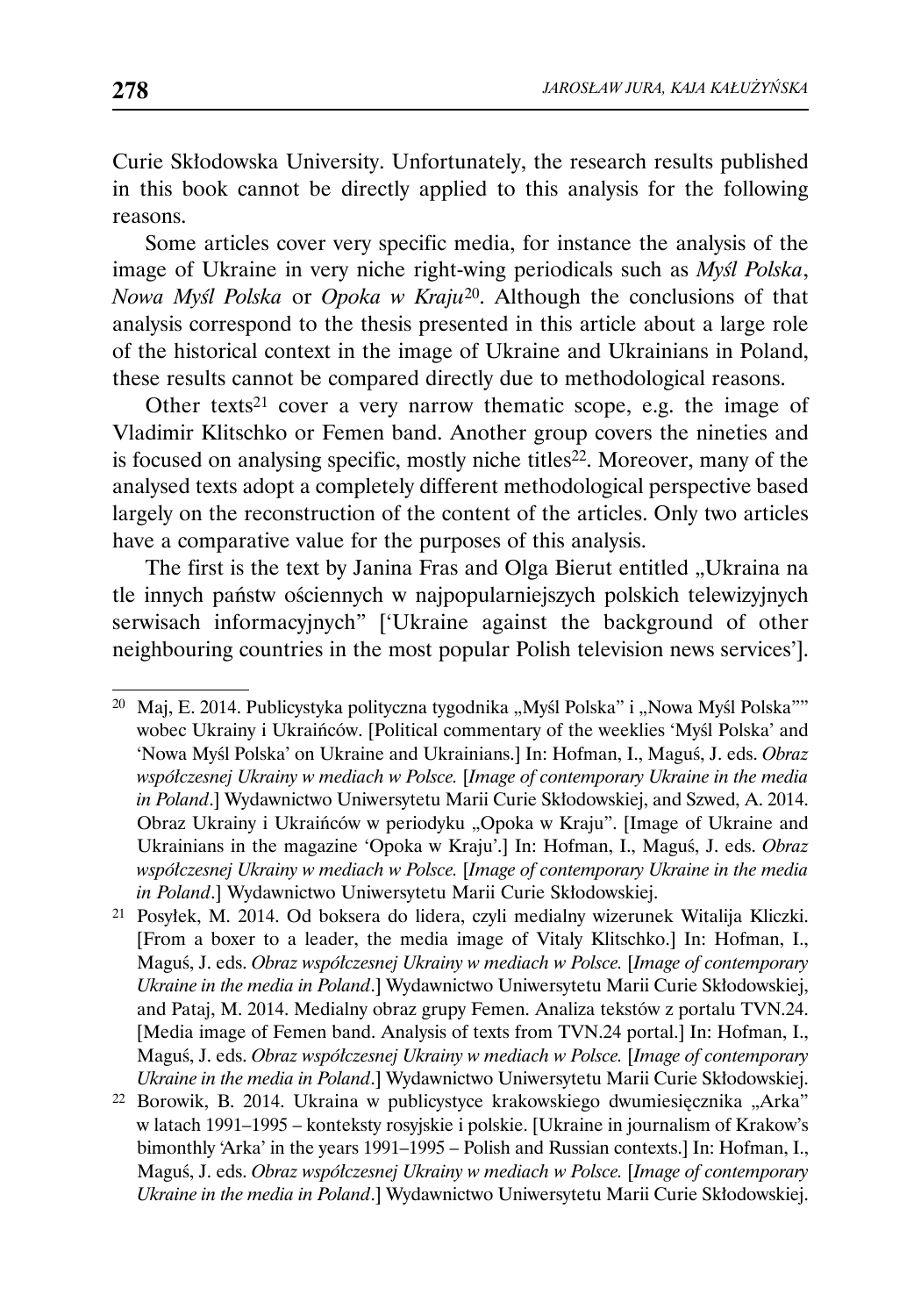Curie Skłodowska University. Unfortunately, the research results published in this book cannot be directly applied to this analysis for the following reasons.

Some articles cover very specific media, for instance the analysis of the image of Ukraine in very niche right-wing periodicals such as *Myśl Polska*, *Nowa Myśl Polska* or *Opoka w Kraju*[20]. Although the conclusions of that analysis correspond to the thesis presented in this article about a large role of the historical context in the image of Ukraine and Ukrainians in Poland, these results cannot be compared directly due to methodological reasons.

Other texts[21] cover a very narrow thematic scope, e.g. the image of Vladimir Klitschko or Femen band. Another group covers the nineties and is focused on analysing specific, mostly niche titles[22]. Moreover, many of the analysed texts adopt a completely different methodological perspective based largely on the reconstruction of the content of the articles. Only two articles have a comparative value for the purposes of this analysis.

The first is the text by Janina Fras and Olga Bierut entitled „Ukraina na tle innych państw ościennych w najpopularniejszych polskich telewizyjnych serwisach informacyjnych" ['Ukraine against the background of other neighbouring countries in the most popular Polish television news services'].

---

[20] Maj, E. 2014. Publicystyka polityczna tygodnika „Myśl Polska" i „Nowa Myśl Polska"" wobec Ukrainy i Ukraińców. [Political commentary of the weeklies 'Myśl Polska' and 'Nowa Myśl Polska' on Ukraine and Ukrainians.] In: Hofman, I., Maguś, J. eds. *Obraz współczesnej Ukrainy w mediach w Polsce.* [*Image of contemporary Ukraine in the media in Poland*.] Wydawnictwo Uniwersytetu Marii Curie Skłodowskiej, and Szwed, A. 2014. Obraz Ukrainy i Ukraińców w periodyku „Opoka w Kraju". [Image of Ukraine and Ukrainians in the magazine 'Opoka w Kraju'.] In: Hofman, I., Maguś, J. eds. *Obraz współczesnej Ukrainy w mediach w Polsce.* [*Image of contemporary Ukraine in the media in Poland*.] Wydawnictwo Uniwersytetu Marii Curie Skłodowskiej.

[21] Posyłek, M. 2014. Od boksera do lidera, czyli medialny wizerunek Witalija Kliczki. [From a boxer to a leader, the media image of Vitaly Klitschko.] In: Hofman, I., Maguś, J. eds. *Obraz współczesnej Ukrainy w mediach w Polsce.* [*Image of contemporary Ukraine in the media in Poland*.] Wydawnictwo Uniwersytetu Marii Curie Skłodowskiej, and Pataj, M. 2014. Medialny obraz grupy Femen. Analiza tekstów z portalu TVN.24. [Media image of Femen band. Analysis of texts from TVN.24 portal.] In: Hofman, I., Maguś, J. eds. *Obraz współczesnej Ukrainy w mediach w Polsce.* [*Image of contemporary Ukraine in the media in Poland*.] Wydawnictwo Uniwersytetu Marii Curie Skłodowskiej.

[22] Borowik, B. 2014. Ukraina w publicystyce krakowskiego dwumiesięcznika „Arka" w latach 1991–1995 – konteksty rosyjskie i polskie. [Ukraine in journalism of Krakow's bimonthly 'Arka' in the years 1991–1995 – Polish and Russian contexts.] In: Hofman, I., Maguś, J. eds. *Obraz współczesnej Ukrainy w mediach w Polsce.* [*Image of contemporary Ukraine in the media in Poland*.] Wydawnictwo Uniwersytetu Marii Curie Skłodowskiej.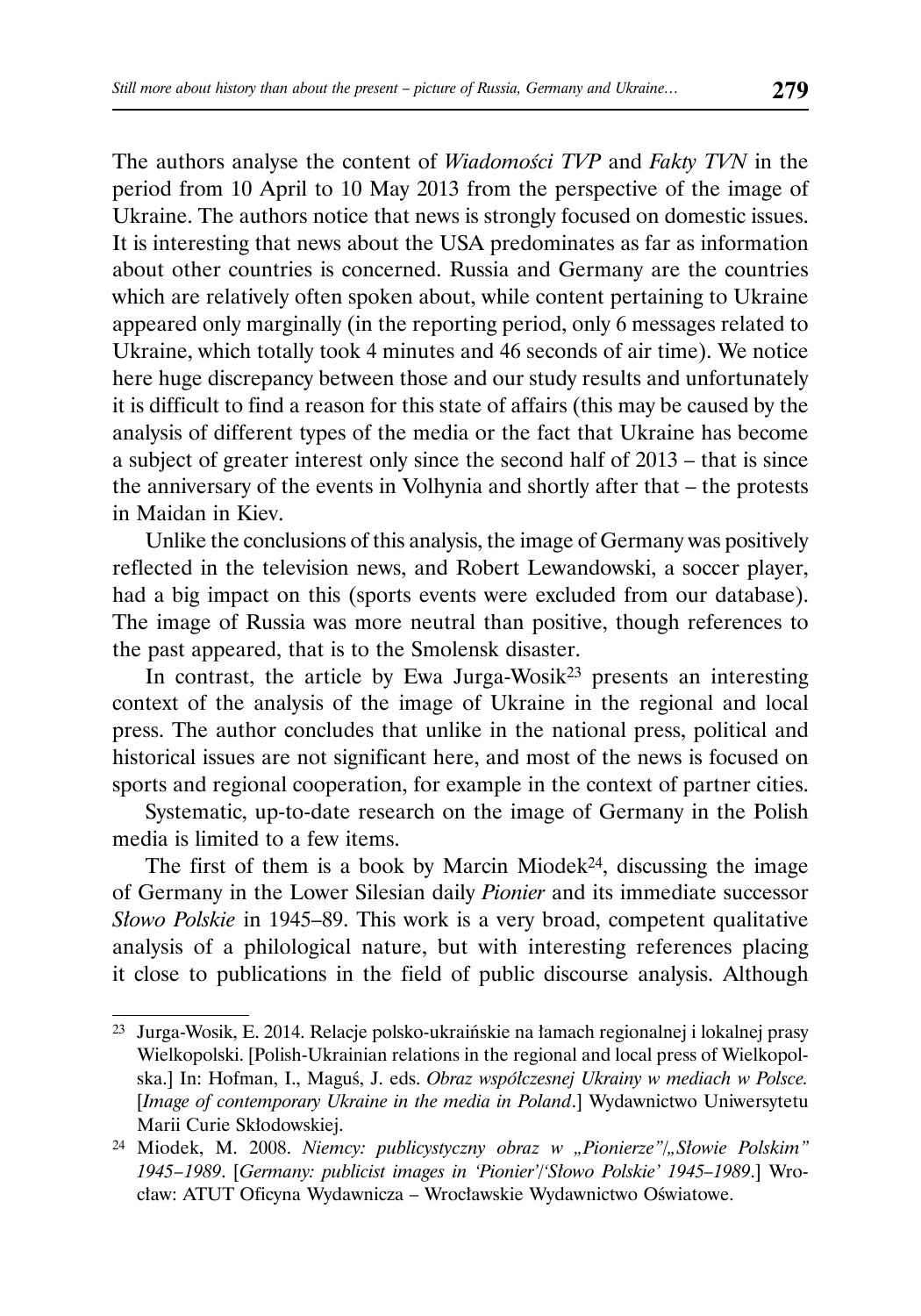The authors analyse the content of *Wiadomości TVP* and *Fakty TVN* in the period from 10 April to 10 May 2013 from the perspective of the image of Ukraine. The authors notice that news is strongly focused on domestic issues. It is interesting that news about the USA predominates as far as information about other countries is concerned. Russia and Germany are the countries which are relatively often spoken about, while content pertaining to Ukraine appeared only marginally (in the reporting period, only 6 messages related to Ukraine, which totally took 4 minutes and 46 seconds of air time). We notice here huge discrepancy between those and our study results and unfortunately it is difficult to find a reason for this state of affairs (this may be caused by the analysis of different types of the media or the fact that Ukraine has become a subject of greater interest only since the second half of 2013 – that is since the anniversary of the events in Volhynia and shortly after that – the protests in Maidan in Kiev.

Unlike the conclusions of this analysis, the image of Germany was positively reflected in the television news, and Robert Lewandowski, a soccer player, had a big impact on this (sports events were excluded from our database). The image of Russia was more neutral than positive, though references to the past appeared, that is to the Smolensk disaster.

In contrast, the article by Ewa Jurga-Wosik[23] presents an interesting context of the analysis of the image of Ukraine in the regional and local press. The author concludes that unlike in the national press, political and historical issues are not significant here, and most of the news is focused on sports and regional cooperation, for example in the context of partner cities.

Systematic, up-to-date research on the image of Germany in the Polish media is limited to a few items.

The first of them is a book by Marcin Miodek[24], discussing the image of Germany in the Lower Silesian daily *Pionier* and its immediate successor *Słowo Polskie* in 1945–89. This work is a very broad, competent qualitative analysis of a philological nature, but with interesting references placing it close to publications in the field of public discourse analysis. Although

---

[23] Jurga-Wosik, E. 2014. Relacje polsko-ukraińskie na łamach regionalnej i lokalnej prasy Wielkopolski. [Polish-Ukrainian relations in the regional and local press of Wielkopolska.] In: Hofman, I., Maguś, J. eds. *Obraz współczesnej Ukrainy w mediach w Polsce.* [*Image of contemporary Ukraine in the media in Poland*.] Wydawnictwo Uniwersytetu Marii Curie Skłodowskiej.

[24] Miodek, M. 2008. *Niemcy: publicystyczny obraz w „Pionierze"/„Słowie Polskim" 1945–1989*. [*Germany: publicist images in 'Pionier'/'Słowo Polskie' 1945–1989*.] Wrocław: ATUT Oficyna Wydawnicza – Wrocławskie Wydawnictwo Oświatowe.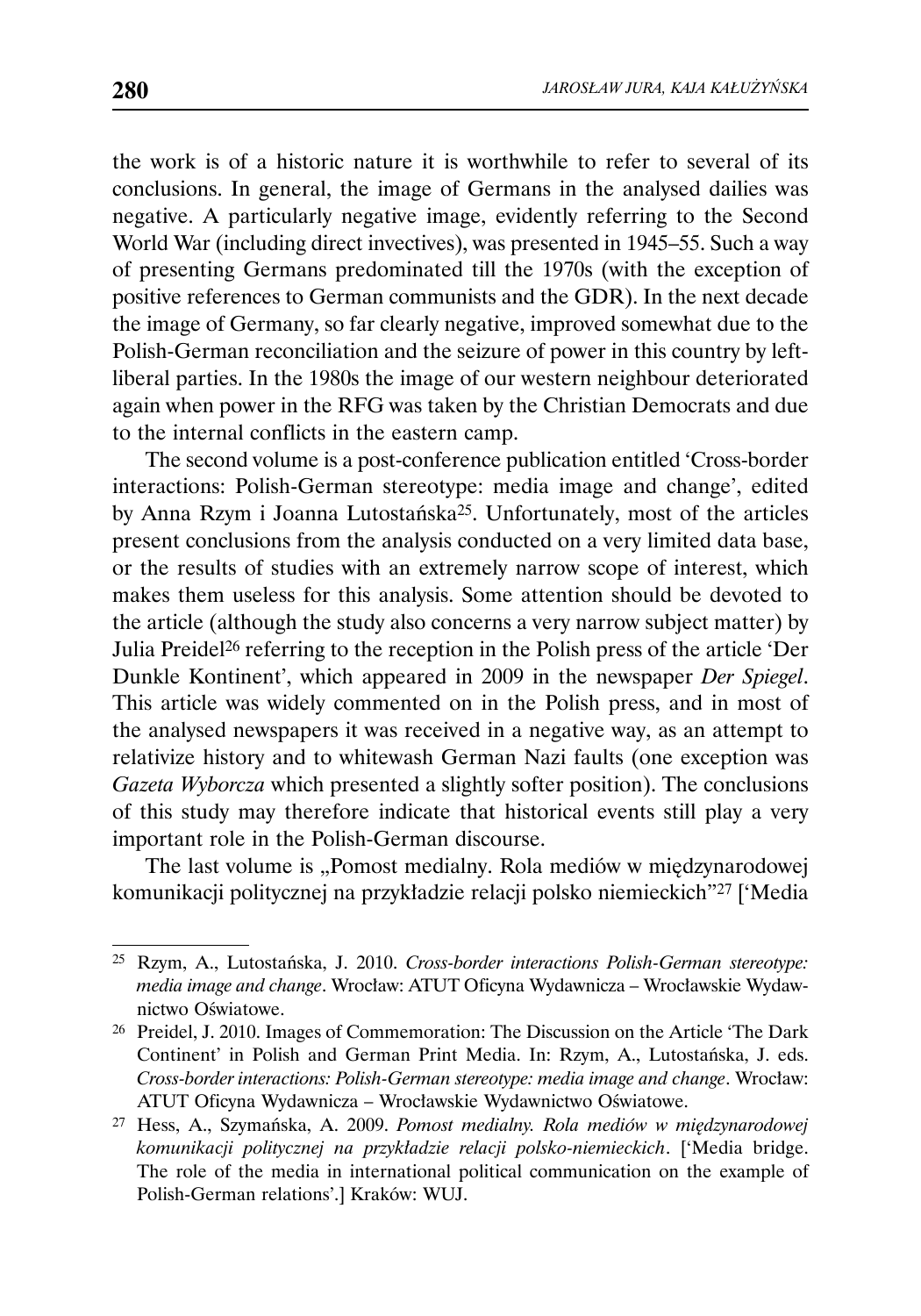the work is of a historic nature it is worthwhile to refer to several of its conclusions. In general, the image of Germans in the analysed dailies was negative. A particularly negative image, evidently referring to the Second World War (including direct invectives), was presented in 1945–55. Such a way of presenting Germans predominated till the 1970s (with the exception of positive references to German communists and the GDR). In the next decade the image of Germany, so far clearly negative, improved somewhat due to the Polish-German reconciliation and the seizure of power in this country by left-liberal parties. In the 1980s the image of our western neighbour deteriorated again when power in the RFG was taken by the Christian Democrats and due to the internal conflicts in the eastern camp.

The second volume is a post-conference publication entitled 'Cross-border interactions: Polish-German stereotype: media image and change', edited by Anna Rzym i Joanna Lutostańska[25]. Unfortunately, most of the articles present conclusions from the analysis conducted on a very limited data base, or the results of studies with an extremely narrow scope of interest, which makes them useless for this analysis. Some attention should be devoted to the article (although the study also concerns a very narrow subject matter) by Julia Preidel[26] referring to the reception in the Polish press of the article 'Der Dunkle Kontinent', which appeared in 2009 in the newspaper *Der Spiegel*. This article was widely commented on in the Polish press, and in most of the analysed newspapers it was received in a negative way, as an attempt to relativize history and to whitewash German Nazi faults (one exception was *Gazeta Wyborcza* which presented a slightly softer position). The conclusions of this study may therefore indicate that historical events still play a very important role in the Polish-German discourse.

The last volume is „Pomost medialny. Rola mediów w międzynarodowej komunikacji politycznej na przykładzie relacji polsko niemieckich"[27] ['Media

---

[25] Rzym, A., Lutostańska, J. 2010. *Cross-border interactions Polish-German stereotype: media image and change*. Wrocław: ATUT Oficyna Wydawnicza – Wrocławskie Wydawnictwo Oświatowe.

[26] Preidel, J. 2010. Images of Commemoration: The Discussion on the Article 'The Dark Continent' in Polish and German Print Media. In: Rzym, A., Lutostańska, J. eds. *Cross-border interactions: Polish-German stereotype: media image and change*. Wrocław: ATUT Oficyna Wydawnicza – Wrocławskie Wydawnictwo Oświatowe.

[27] Hess, A., Szymańska, A. 2009. *Pomost medialny. Rola mediów w międzynarodowej komunikacji politycznej na przykładzie relacji polsko-niemieckich*. ['Media bridge. The role of the media in international political communication on the example of Polish-German relations'.] Kraków: WUJ.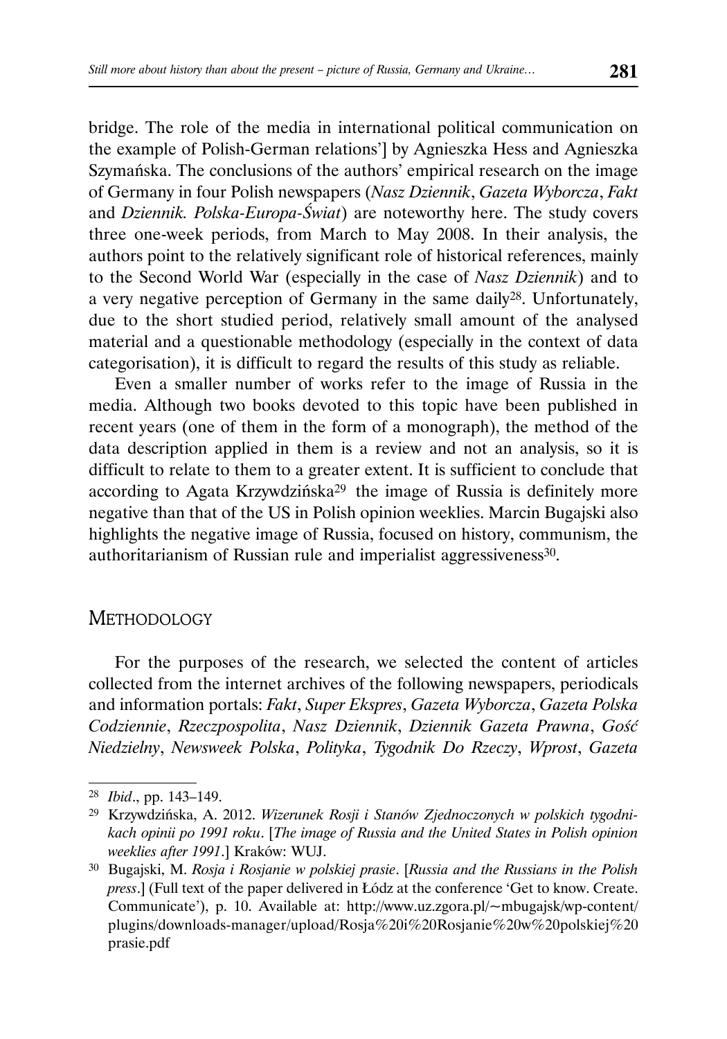bridge. The role of the media in international political communication on the example of Polish-German relations'] by Agnieszka Hess and Agnieszka Szymańska. The conclusions of the authors' empirical research on the image of Germany in four Polish newspapers (*Nasz Dziennik*, *Gazeta Wyborcza*, *Fakt* and *Dziennik. Polska-Europa-Świat*) are noteworthy here. The study covers three one-week periods, from March to May 2008. In their analysis, the authors point to the relatively significant role of historical references, mainly to the Second World War (especially in the case of *Nasz Dziennik*) and to a very negative perception of Germany in the same daily[28]. Unfortunately, due to the short studied period, relatively small amount of the analysed material and a questionable methodology (especially in the context of data categorisation), it is difficult to regard the results of this study as reliable.

Even a smaller number of works refer to the image of Russia in the media. Although two books devoted to this topic have been published in recent years (one of them in the form of a monograph), the method of the data description applied in them is a review and not an analysis, so it is difficult to relate to them to a greater extent. It is sufficient to conclude that according to Agata Krzywdzińska[29] the image of Russia is definitely more negative than that of the US in Polish opinion weeklies. Marcin Bugajski also highlights the negative image of Russia, focused on history, communism, the authoritarianism of Russian rule and imperialist aggressiveness[30].

## Methodology

For the purposes of the research, we selected the content of articles collected from the internet archives of the following newspapers, periodicals and information portals: *Fakt*, *Super Ekspres*, *Gazeta Wyborcza*, *Gazeta Polska Codziennie*, *Rzeczpospolita*, *Nasz Dziennik*, *Dziennik Gazeta Prawna*, *Gość Niedzielny*, *Newsweek Polska*, *Polityka*, *Tygodnik Do Rzeczy*, *Wprost*, *Gazeta*

---

[28] *Ibid*., pp. 143–149.

[29] Krzywdzińska, A. 2012. *Wizerunek Rosji i Stanów Zjednoczonych w polskich tygodnikach opinii po 1991 roku*. [*The image of Russia and the United States in Polish opinion weeklies after 1991*.] Kraków: WUJ.

[30] Bugajski, M. *Rosja i Rosjanie w polskiej prasie*. [*Russia and the Russians in the Polish press*.] (Full text of the paper delivered in Łódz at the conference 'Get to know. Create. Communicate'), p. 10. Available at: http://www.uz.zgora.pl/~mbugajsk/wp-content/plugins/downloads-manager/upload/Rosja%20i%20Rosjanie%20w%20polskiej%20prasie.pdf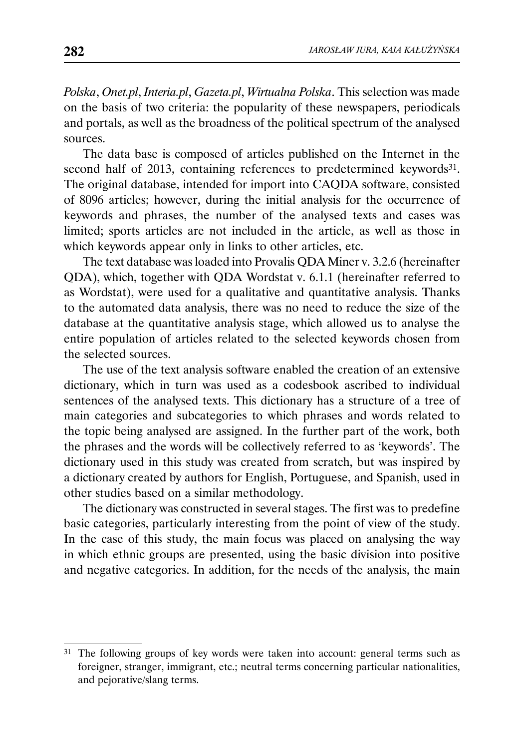*Polska*, *Onet.pl*, *Interia.pl*, *Gazeta.pl*, *Wirtualna Polska*. This selection was made on the basis of two criteria: the popularity of these newspapers, periodicals and portals, as well as the broadness of the political spectrum of the analysed sources.

The data base is composed of articles published on the Internet in the second half of 2013, containing references to predetermined keywords[31]. The original database, intended for import into CAQDA software, consisted of 8096 articles; however, during the initial analysis for the occurrence of keywords and phrases, the number of the analysed texts and cases was limited; sports articles are not included in the article, as well as those in which keywords appear only in links to other articles, etc.

The text database was loaded into Provalis QDA Miner v. 3.2.6 (hereinafter QDA), which, together with QDA Wordstat v. 6.1.1 (hereinafter referred to as Wordstat), were used for a qualitative and quantitative analysis. Thanks to the automated data analysis, there was no need to reduce the size of the database at the quantitative analysis stage, which allowed us to analyse the entire population of articles related to the selected keywords chosen from the selected sources.

The use of the text analysis software enabled the creation of an extensive dictionary, which in turn was used as a codesbook ascribed to individual sentences of the analysed texts. This dictionary has a structure of a tree of main categories and subcategories to which phrases and words related to the topic being analysed are assigned. In the further part of the work, both the phrases and the words will be collectively referred to as 'keywords'. The dictionary used in this study was created from scratch, but was inspired by a dictionary created by authors for English, Portuguese, and Spanish, used in other studies based on a similar methodology.

The dictionary was constructed in several stages. The first was to predefine basic categories, particularly interesting from the point of view of the study. In the case of this study, the main focus was placed on analysing the way in which ethnic groups are presented, using the basic division into positive and negative categories. In addition, for the needs of the analysis, the main

---

[31] The following groups of key words were taken into account: general terms such as foreigner, stranger, immigrant, etc.; neutral terms concerning particular nationalities, and pejorative/slang terms.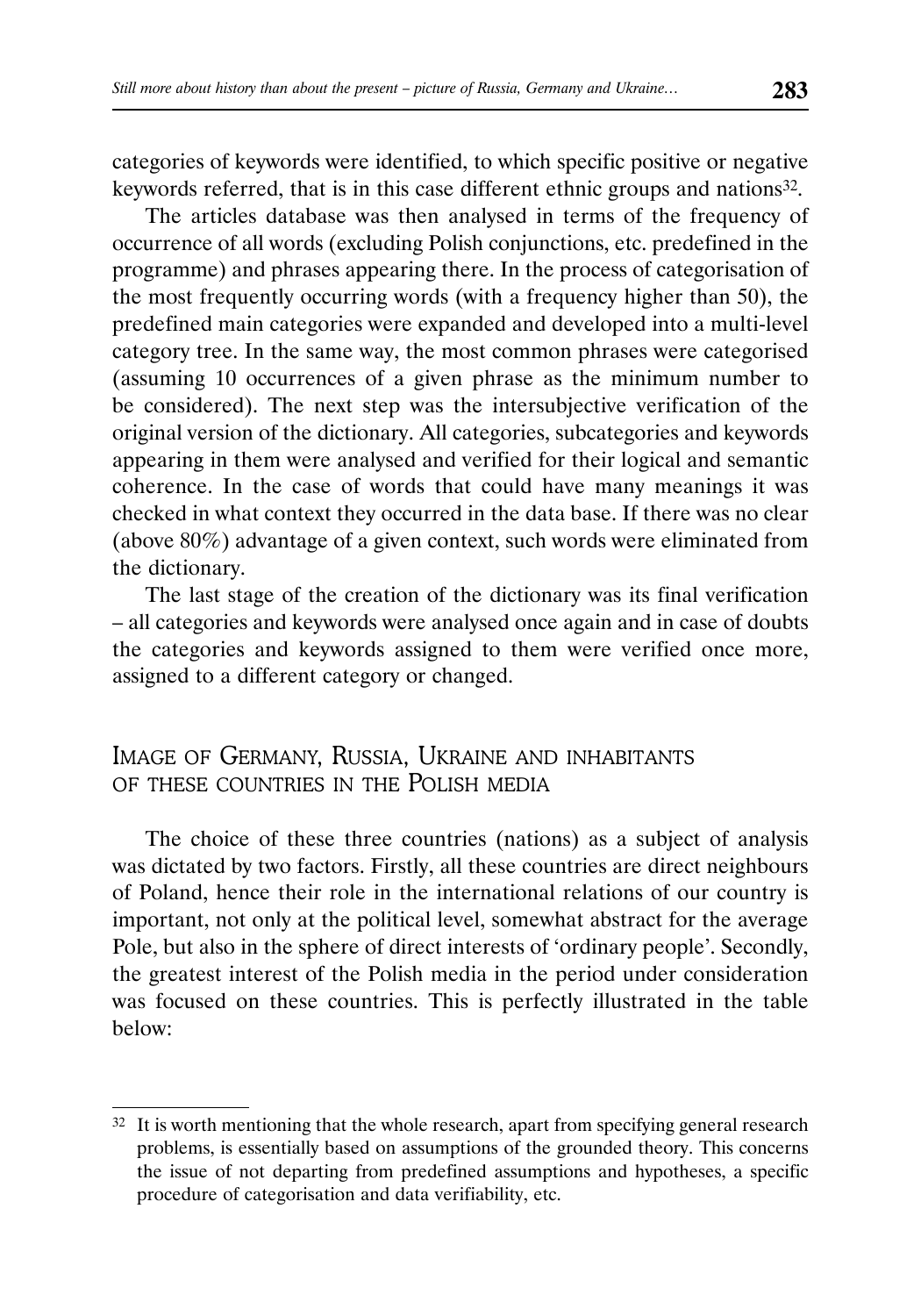categories of keywords were identified, to which specific positive or negative keywords referred, that is in this case different ethnic groups and nations[32].

The articles database was then analysed in terms of the frequency of occurrence of all words (excluding Polish conjunctions, etc. predefined in the programme) and phrases appearing there. In the process of categorisation of the most frequently occurring words (with a frequency higher than 50), the predefined main categories were expanded and developed into a multi-level category tree. In the same way, the most common phrases were categorised (assuming 10 occurrences of a given phrase as the minimum number to be considered). The next step was the intersubjective verification of the original version of the dictionary. All categories, subcategories and keywords appearing in them were analysed and verified for their logical and semantic coherence. In the case of words that could have many meanings it was checked in what context they occurred in the data base. If there was no clear (above 80%) advantage of a given context, such words were eliminated from the dictionary.

The last stage of the creation of the dictionary was its final verification – all categories and keywords were analysed once again and in case of doubts the categories and keywords assigned to them were verified once more, assigned to a different category or changed.

## Image of Germany, Russia, Ukraine and inhabitants of these countries in the Polish media

The choice of these three countries (nations) as a subject of analysis was dictated by two factors. Firstly, all these countries are direct neighbours of Poland, hence their role in the international relations of our country is important, not only at the political level, somewhat abstract for the average Pole, but also in the sphere of direct interests of 'ordinary people'. Secondly, the greatest interest of the Polish media in the period under consideration was focused on these countries. This is perfectly illustrated in the table below:

---

[32] It is worth mentioning that the whole research, apart from specifying general research problems, is essentially based on assumptions of the grounded theory. This concerns the issue of not departing from predefined assumptions and hypotheses, a specific procedure of categorisation and data verifiability, etc.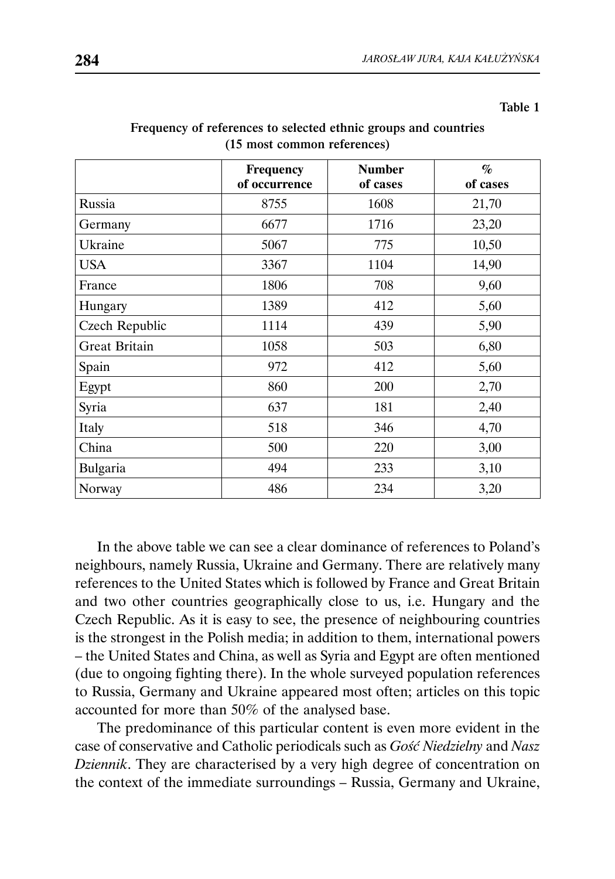Table 1

**Frequency of references to selected ethnic groups and countries (15 most common references)**

| | Frequency of occurrence | Number of cases | % of cases |
|---|---|---|---|
| Russia | 8755 | 1608 | 21,70 |
| Germany | 6677 | 1716 | 23,20 |
| Ukraine | 5067 | 775 | 10,50 |
| USA | 3367 | 1104 | 14,90 |
| France | 1806 | 708 | 9,60 |
| Hungary | 1389 | 412 | 5,60 |
| Czech Republic | 1114 | 439 | 5,90 |
| Great Britain | 1058 | 503 | 6,80 |
| Spain | 972 | 412 | 5,60 |
| Egypt | 860 | 200 | 2,70 |
| Syria | 637 | 181 | 2,40 |
| Italy | 518 | 346 | 4,70 |
| China | 500 | 220 | 3,00 |
| Bulgaria | 494 | 233 | 3,10 |
| Norway | 486 | 234 | 3,20 |

In the above table we can see a clear dominance of references to Poland's neighbours, namely Russia, Ukraine and Germany. There are relatively many references to the United States which is followed by France and Great Britain and two other countries geographically close to us, i.e. Hungary and the Czech Republic. As it is easy to see, the presence of neighbouring countries is the strongest in the Polish media; in addition to them, international powers – the United States and China, as well as Syria and Egypt are often mentioned (due to ongoing fighting there). In the whole surveyed population references to Russia, Germany and Ukraine appeared most often; articles on this topic accounted for more than 50% of the analysed base.

The predominance of this particular content is even more evident in the case of conservative and Catholic periodicals such as *Gość Niedzielny* and *Nasz Dziennik*. They are characterised by a very high degree of concentration on the context of the immediate surroundings – Russia, Germany and Ukraine,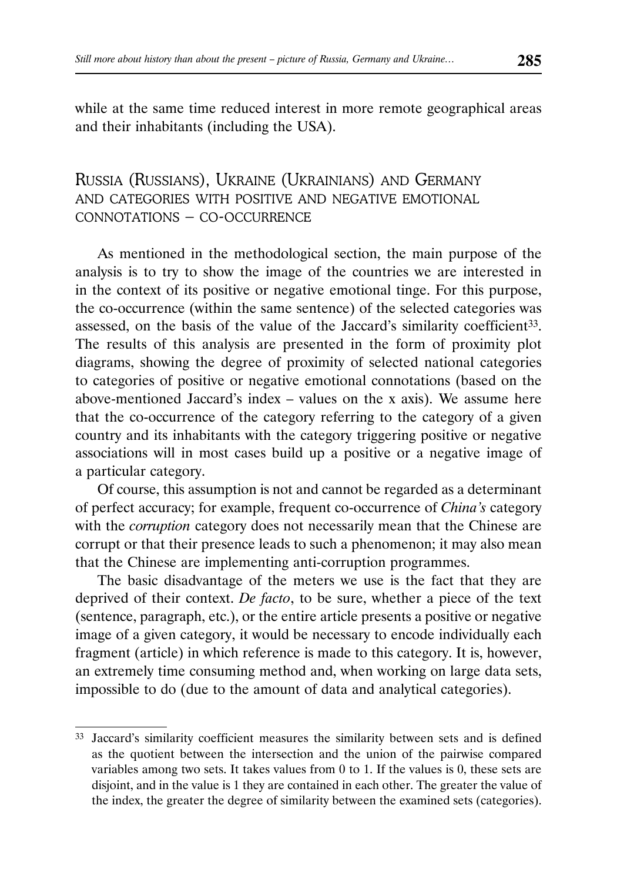while at the same time reduced interest in more remote geographical areas and their inhabitants (including the USA).

## Russia (Russians), Ukraine (Ukrainians) and Germany and categories with positive and negative emotional connotations – co-occurrence

As mentioned in the methodological section, the main purpose of the analysis is to try to show the image of the countries we are interested in in the context of its positive or negative emotional tinge. For this purpose, the co-occurrence (within the same sentence) of the selected categories was assessed, on the basis of the value of the Jaccard's similarity coefficient[33]. The results of this analysis are presented in the form of proximity plot diagrams, showing the degree of proximity of selected national categories to categories of positive or negative emotional connotations (based on the above-mentioned Jaccard's index – values on the x axis). We assume here that the co-occurrence of the category referring to the category of a given country and its inhabitants with the category triggering positive or negative associations will in most cases build up a positive or a negative image of a particular category.

Of course, this assumption is not and cannot be regarded as a determinant of perfect accuracy; for example, frequent co-occurrence of *China's* category with the *corruption* category does not necessarily mean that the Chinese are corrupt or that their presence leads to such a phenomenon; it may also mean that the Chinese are implementing anti-corruption programmes.

The basic disadvantage of the meters we use is the fact that they are deprived of their context. *De facto*, to be sure, whether a piece of the text (sentence, paragraph, etc.), or the entire article presents a positive or negative image of a given category, it would be necessary to encode individually each fragment (article) in which reference is made to this category. It is, however, an extremely time consuming method and, when working on large data sets, impossible to do (due to the amount of data and analytical categories).

---

[33] Jaccard's similarity coefficient measures the similarity between sets and is defined as the quotient between the intersection and the union of the pairwise compared variables among two sets. It takes values from 0 to 1. If the values is 0, these sets are disjoint, and in the value is 1 they are contained in each other. The greater the value of the index, the greater the degree of similarity between the examined sets (categories).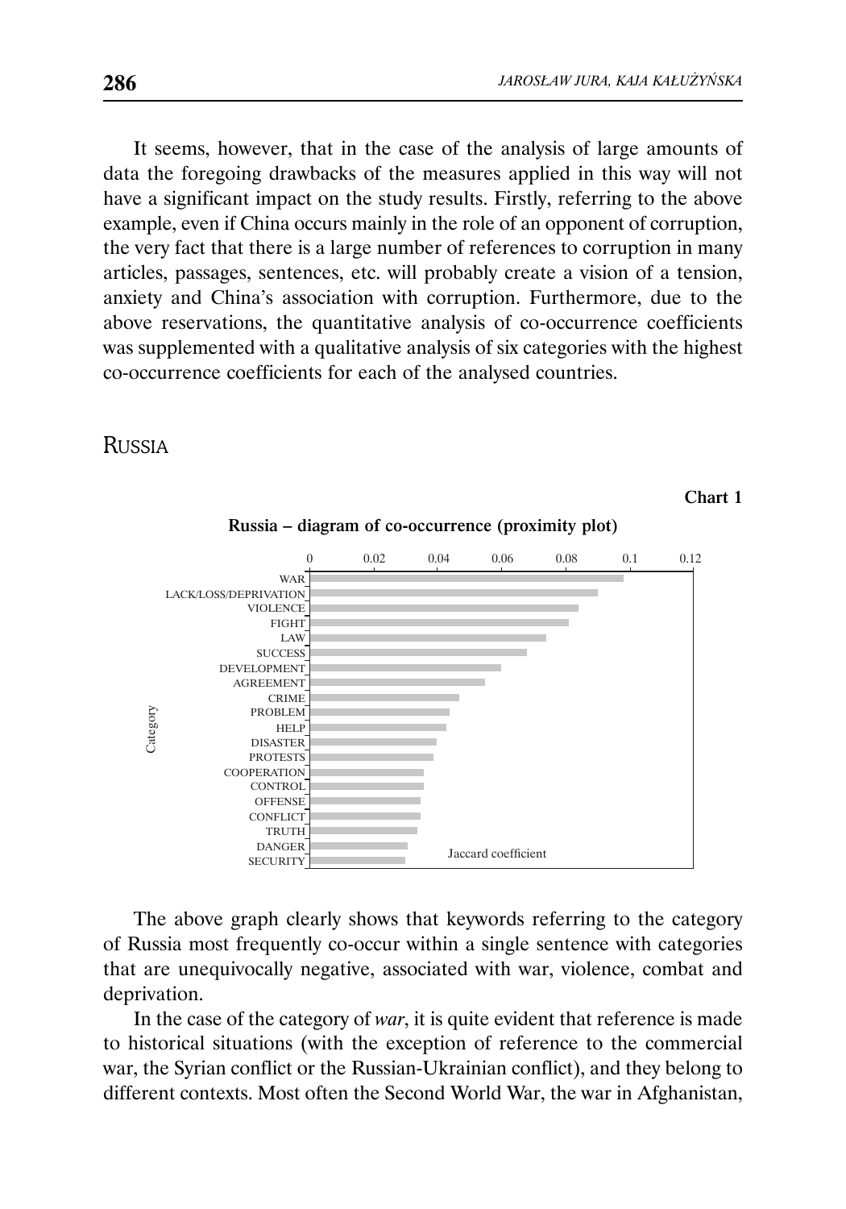It seems, however, that in the case of the analysis of large amounts of data the foregoing drawbacks of the measures applied in this way will not have a significant impact on the study results. Firstly, referring to the above example, even if China occurs mainly in the role of an opponent of corruption, the very fact that there is a large number of references to corruption in many articles, passages, sentences, etc. will probably create a vision of a tension, anxiety and China's association with corruption. Furthermore, due to the above reservations, the quantitative analysis of co-occurrence coefficients was supplemented with a qualitative analysis of six categories with the highest co-occurrence coefficients for each of the analysed countries.

## Russia

**Chart 1**

**Russia – diagram of co-occurrence (proximity plot)**

Category: WAR, LACK/LOSS/DEPRIVATION, VIOLENCE, FIGHT, LAW, SUCCESS, DEVELOPMENT, AGREEMENT, CRIME, PROBLEM, HELP, DISASTER, PROTESTS, COOPERATION, CONTROL, OFFENSE, CONFLICT, TRUTH, DANGER, SECURITY

Jaccard coefficient (axis: 0, 0.02, 0.04, 0.06, 0.08, 0.1, 0.12)

The above graph clearly shows that keywords referring to the category of Russia most frequently co-occur within a single sentence with categories that are unequivocally negative, associated with war, violence, combat and deprivation.

In the case of the category of *war*, it is quite evident that reference is made to historical situations (with the exception of reference to the commercial war, the Syrian conflict or the Russian-Ukrainian conflict), and they belong to different contexts. Most often the Second World War, the war in Afghanistan,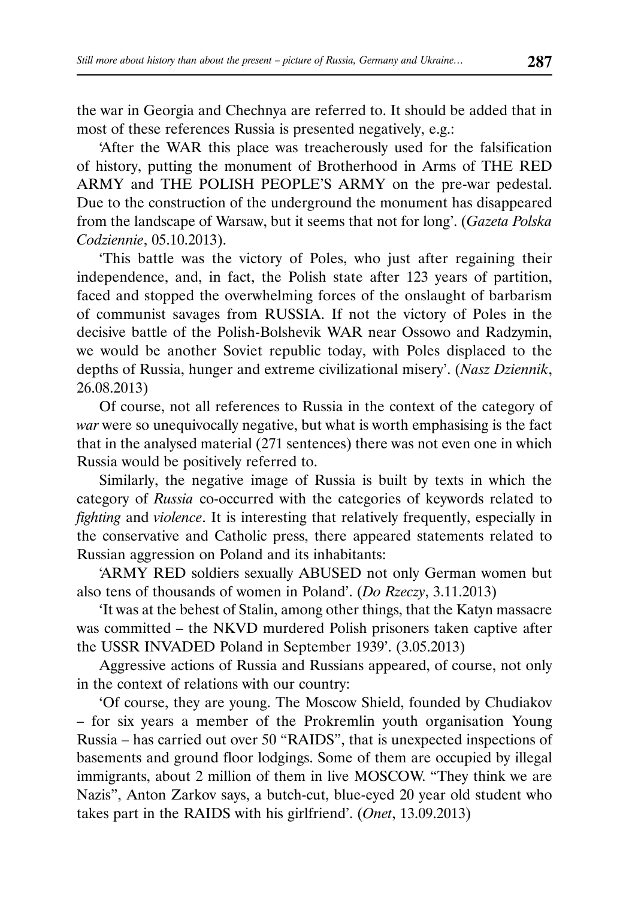the war in Georgia and Chechnya are referred to. It should be added that in most of these references Russia is presented negatively, e.g.:

'After the WAR this place was treacherously used for the falsification of history, putting the monument of Brotherhood in Arms of THE RED ARMY and THE POLISH PEOPLE'S ARMY on the pre-war pedestal. Due to the construction of the underground the monument has disappeared from the landscape of Warsaw, but it seems that not for long'. (*Gazeta Polska Codziennie*, 05.10.2013).

'This battle was the victory of Poles, who just after regaining their independence, and, in fact, the Polish state after 123 years of partition, faced and stopped the overwhelming forces of the onslaught of barbarism of communist savages from RUSSIA. If not the victory of Poles in the decisive battle of the Polish-Bolshevik WAR near Ossowo and Radzymin, we would be another Soviet republic today, with Poles displaced to the depths of Russia, hunger and extreme civilizational misery'. (*Nasz Dziennik*, 26.08.2013)

Of course, not all references to Russia in the context of the category of *war* were so unequivocally negative, but what is worth emphasising is the fact that in the analysed material (271 sentences) there was not even one in which Russia would be positively referred to.

Similarly, the negative image of Russia is built by texts in which the category of *Russia* co-occurred with the categories of keywords related to *fighting* and *violence*. It is interesting that relatively frequently, especially in the conservative and Catholic press, there appeared statements related to Russian aggression on Poland and its inhabitants:

'ARMY RED soldiers sexually ABUSED not only German women but also tens of thousands of women in Poland'. (*Do Rzeczy*, 3.11.2013)

'It was at the behest of Stalin, among other things, that the Katyn massacre was committed – the NKVD murdered Polish prisoners taken captive after the USSR INVADED Poland in September 1939'. (3.05.2013)

Aggressive actions of Russia and Russians appeared, of course, not only in the context of relations with our country:

'Of course, they are young. The Moscow Shield, founded by Chudiakov – for six years a member of the Prokremlin youth organisation Young Russia – has carried out over 50 "RAIDS", that is unexpected inspections of basements and ground floor lodgings. Some of them are occupied by illegal immigrants, about 2 million of them in live MOSCOW. "They think we are Nazis", Anton Zarkov says, a butch-cut, blue-eyed 20 year old student who takes part in the RAIDS with his girlfriend'. (*Onet*, 13.09.2013)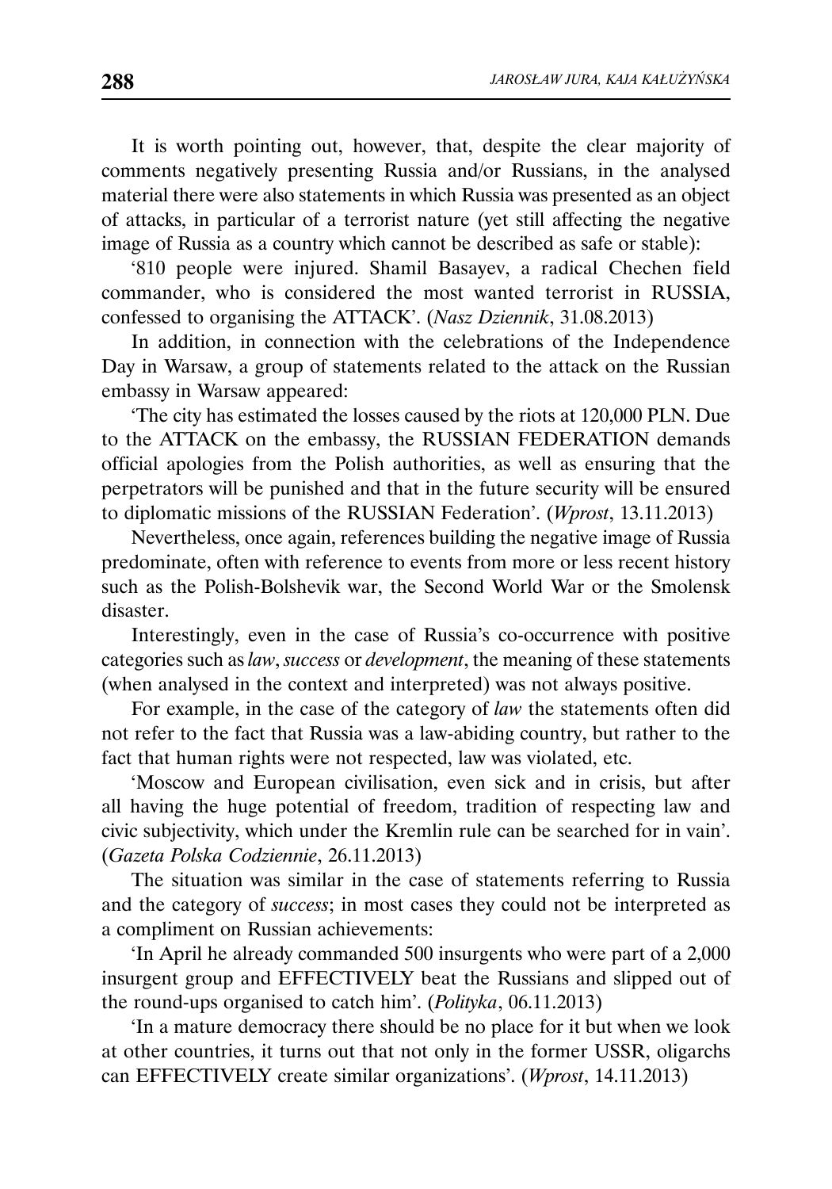It is worth pointing out, however, that, despite the clear majority of comments negatively presenting Russia and/or Russians, in the analysed material there were also statements in which Russia was presented as an object of attacks, in particular of a terrorist nature (yet still affecting the negative image of Russia as a country which cannot be described as safe or stable):

'810 people were injured. Shamil Basayev, a radical Chechen field commander, who is considered the most wanted terrorist in RUSSIA, confessed to organising the ATTACK'. (*Nasz Dziennik*, 31.08.2013)

In addition, in connection with the celebrations of the Independence Day in Warsaw, a group of statements related to the attack on the Russian embassy in Warsaw appeared:

'The city has estimated the losses caused by the riots at 120,000 PLN. Due to the ATTACK on the embassy, the RUSSIAN FEDERATION demands official apologies from the Polish authorities, as well as ensuring that the perpetrators will be punished and that in the future security will be ensured to diplomatic missions of the RUSSIAN Federation'. (*Wprost*, 13.11.2013)

Nevertheless, once again, references building the negative image of Russia predominate, often with reference to events from more or less recent history such as the Polish-Bolshevik war, the Second World War or the Smolensk disaster.

Interestingly, even in the case of Russia's co-occurrence with positive categories such as *law*, *success* or *development*, the meaning of these statements (when analysed in the context and interpreted) was not always positive.

For example, in the case of the category of *law* the statements often did not refer to the fact that Russia was a law-abiding country, but rather to the fact that human rights were not respected, law was violated, etc.

'Moscow and European civilisation, even sick and in crisis, but after all having the huge potential of freedom, tradition of respecting law and civic subjectivity, which under the Kremlin rule can be searched for in vain'. (*Gazeta Polska Codziennie*, 26.11.2013)

The situation was similar in the case of statements referring to Russia and the category of *success*; in most cases they could not be interpreted as a compliment on Russian achievements:

'In April he already commanded 500 insurgents who were part of a 2,000 insurgent group and EFFECTIVELY beat the Russians and slipped out of the round-ups organised to catch him'. (*Polityka*, 06.11.2013)

'In a mature democracy there should be no place for it but when we look at other countries, it turns out that not only in the former USSR, oligarchs can EFFECTIVELY create similar organizations'. (*Wprost*, 14.11.2013)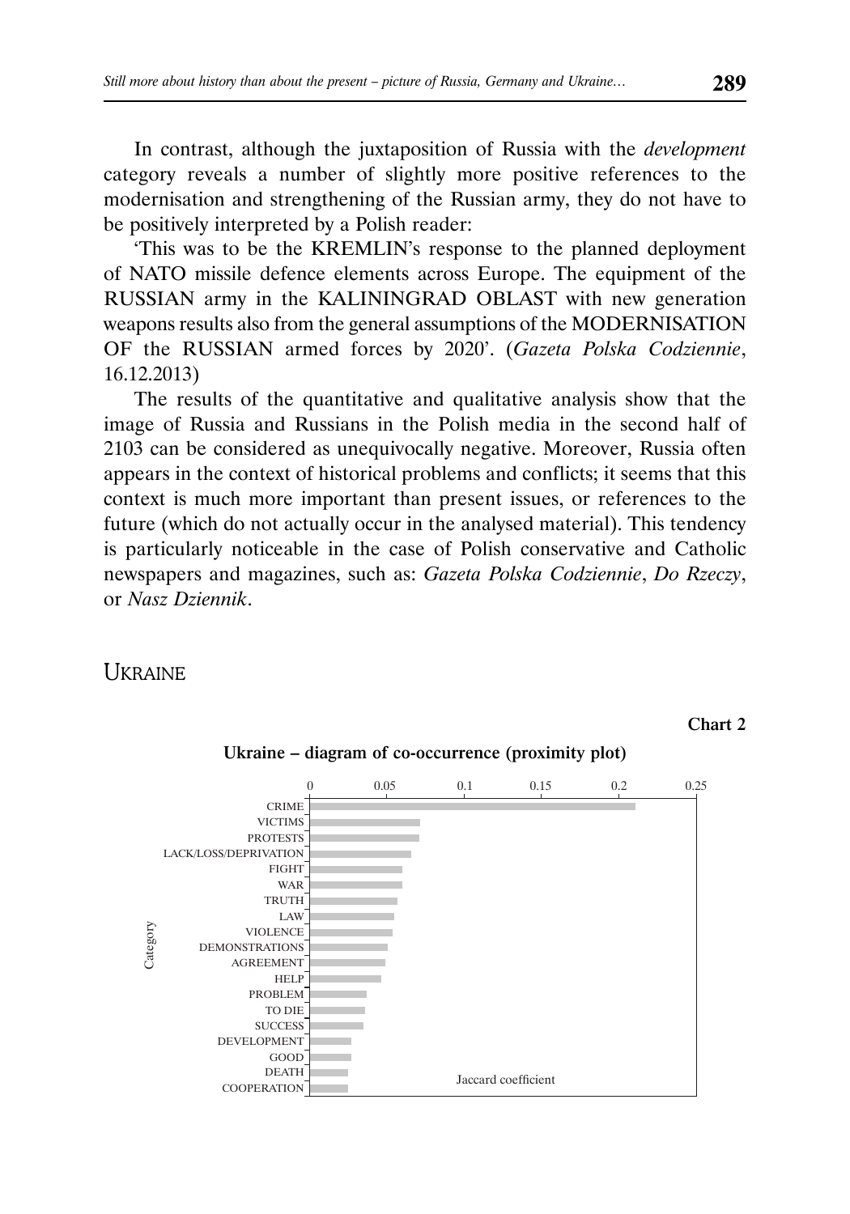In contrast, although the juxtaposition of Russia with the *development* category reveals a number of slightly more positive references to the modernisation and strengthening of the Russian army, they do not have to be positively interpreted by a Polish reader:

'This was to be the KREMLIN's response to the planned deployment of NATO missile defence elements across Europe. The equipment of the RUSSIAN army in the KALININGRAD OBLAST with new generation weapons results also from the general assumptions of the MODERNISATION OF the RUSSIAN armed forces by 2020'. (*Gazeta Polska Codziennie*, 16.12.2013)

The results of the quantitative and qualitative analysis show that the image of Russia and Russians in the Polish media in the second half of 2103 can be considered as unequivocally negative. Moreover, Russia often appears in the context of historical problems and conflicts; it seems that this context is much more important than present issues, or references to the future (which do not actually occur in the analysed material). This tendency is particularly noticeable in the case of Polish conservative and Catholic newspapers and magazines, such as: *Gazeta Polska Codziennie*, *Do Rzeczy*, or *Nasz Dziennik*.

## Ukraine

**Chart 2**

**Ukraine – diagram of co-occurrence (proximity plot)**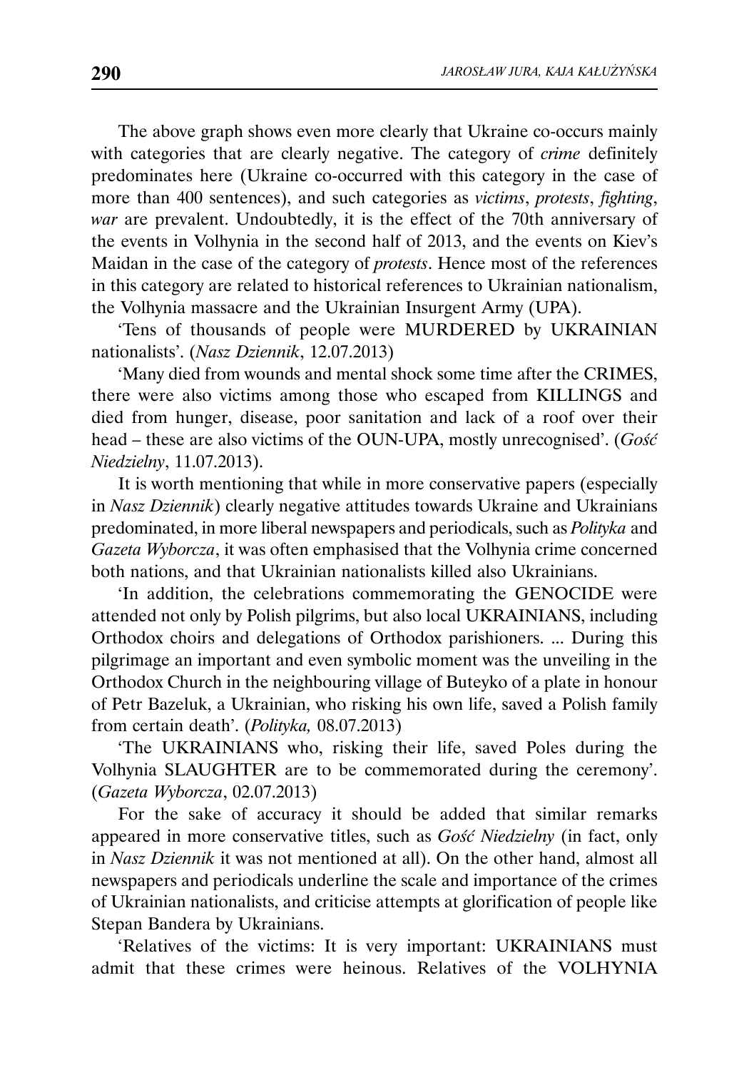The above graph shows even more clearly that Ukraine co-occurs mainly with categories that are clearly negative. The category of *crime* definitely predominates here (Ukraine co-occurred with this category in the case of more than 400 sentences), and such categories as *victims*, *protests*, *fighting*, *war* are prevalent. Undoubtedly, it is the effect of the 70th anniversary of the events in Volhynia in the second half of 2013, and the events on Kiev's Maidan in the case of the category of *protests*. Hence most of the references in this category are related to historical references to Ukrainian nationalism, the Volhynia massacre and the Ukrainian Insurgent Army (UPA).

'Tens of thousands of people were MURDERED by UKRAINIAN nationalists'. (*Nasz Dziennik*, 12.07.2013)

'Many died from wounds and mental shock some time after the CRIMES, there were also victims among those who escaped from KILLINGS and died from hunger, disease, poor sanitation and lack of a roof over their head – these are also victims of the OUN-UPA, mostly unrecognised'. (*Gość Niedzielny*, 11.07.2013).

It is worth mentioning that while in more conservative papers (especially in *Nasz Dziennik*) clearly negative attitudes towards Ukraine and Ukrainians predominated, in more liberal newspapers and periodicals, such as *Polityka* and *Gazeta Wyborcza*, it was often emphasised that the Volhynia crime concerned both nations, and that Ukrainian nationalists killed also Ukrainians.

'In addition, the celebrations commemorating the GENOCIDE were attended not only by Polish pilgrims, but also local UKRAINIANS, including Orthodox choirs and delegations of Orthodox parishioners. ... During this pilgrimage an important and even symbolic moment was the unveiling in the Orthodox Church in the neighbouring village of Buteyko of a plate in honour of Petr Bazeluk, a Ukrainian, who risking his own life, saved a Polish family from certain death'. (*Polityka,* 08.07.2013)

'The UKRAINIANS who, risking their life, saved Poles during the Volhynia SLAUGHTER are to be commemorated during the ceremony'. (*Gazeta Wyborcza*, 02.07.2013)

For the sake of accuracy it should be added that similar remarks appeared in more conservative titles, such as *Gość Niedzielny* (in fact, only in *Nasz Dziennik* it was not mentioned at all). On the other hand, almost all newspapers and periodicals underline the scale and importance of the crimes of Ukrainian nationalists, and criticise attempts at glorification of people like Stepan Bandera by Ukrainians.

'Relatives of the victims: It is very important: UKRAINIANS must admit that these crimes were heinous. Relatives of the VOLHYNIA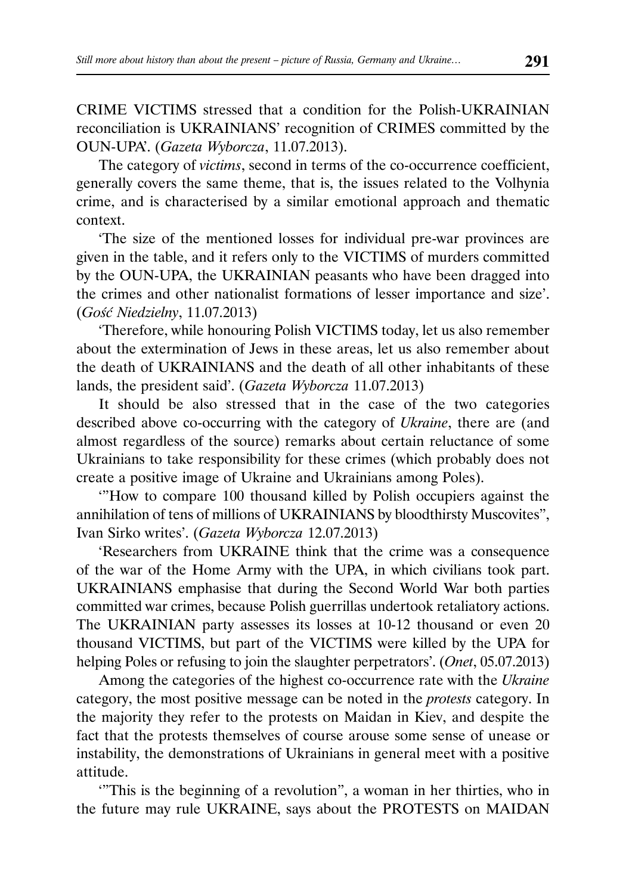CRIME VICTIMS stressed that a condition for the Polish-UKRAINIAN reconciliation is UKRAINIANS' recognition of CRIMES committed by the OUN-UPA'. (*Gazeta Wyborcza*, 11.07.2013).

The category of *victims*, second in terms of the co-occurrence coefficient, generally covers the same theme, that is, the issues related to the Volhynia crime, and is characterised by a similar emotional approach and thematic context.

'The size of the mentioned losses for individual pre-war provinces are given in the table, and it refers only to the VICTIMS of murders committed by the OUN-UPA, the UKRAINIAN peasants who have been dragged into the crimes and other nationalist formations of lesser importance and size'. (*Gość Niedzielny*, 11.07.2013)

'Therefore, while honouring Polish VICTIMS today, let us also remember about the extermination of Jews in these areas, let us also remember about the death of UKRAINIANS and the death of all other inhabitants of these lands, the president said'. (*Gazeta Wyborcza* 11.07.2013)

It should be also stressed that in the case of the two categories described above co-occurring with the category of *Ukraine*, there are (and almost regardless of the source) remarks about certain reluctance of some Ukrainians to take responsibility for these crimes (which probably does not create a positive image of Ukraine and Ukrainians among Poles).

'"How to compare 100 thousand killed by Polish occupiers against the annihilation of tens of millions of UKRAINIANS by bloodthirsty Muscovites", Ivan Sirko writes'. (*Gazeta Wyborcza* 12.07.2013)

'Researchers from UKRAINE think that the crime was a consequence of the war of the Home Army with the UPA, in which civilians took part. UKRAINIANS emphasise that during the Second World War both parties committed war crimes, because Polish guerrillas undertook retaliatory actions. The UKRAINIAN party assesses its losses at 10-12 thousand or even 20 thousand VICTIMS, but part of the VICTIMS were killed by the UPA for helping Poles or refusing to join the slaughter perpetrators'. (*Onet*, 05.07.2013)

Among the categories of the highest co-occurrence rate with the *Ukraine* category, the most positive message can be noted in the *protests* category. In the majority they refer to the protests on Maidan in Kiev, and despite the fact that the protests themselves of course arouse some sense of unease or instability, the demonstrations of Ukrainians in general meet with a positive attitude.

'"This is the beginning of a revolution", a woman in her thirties, who in the future may rule UKRAINE, says about the PROTESTS on MAIDAN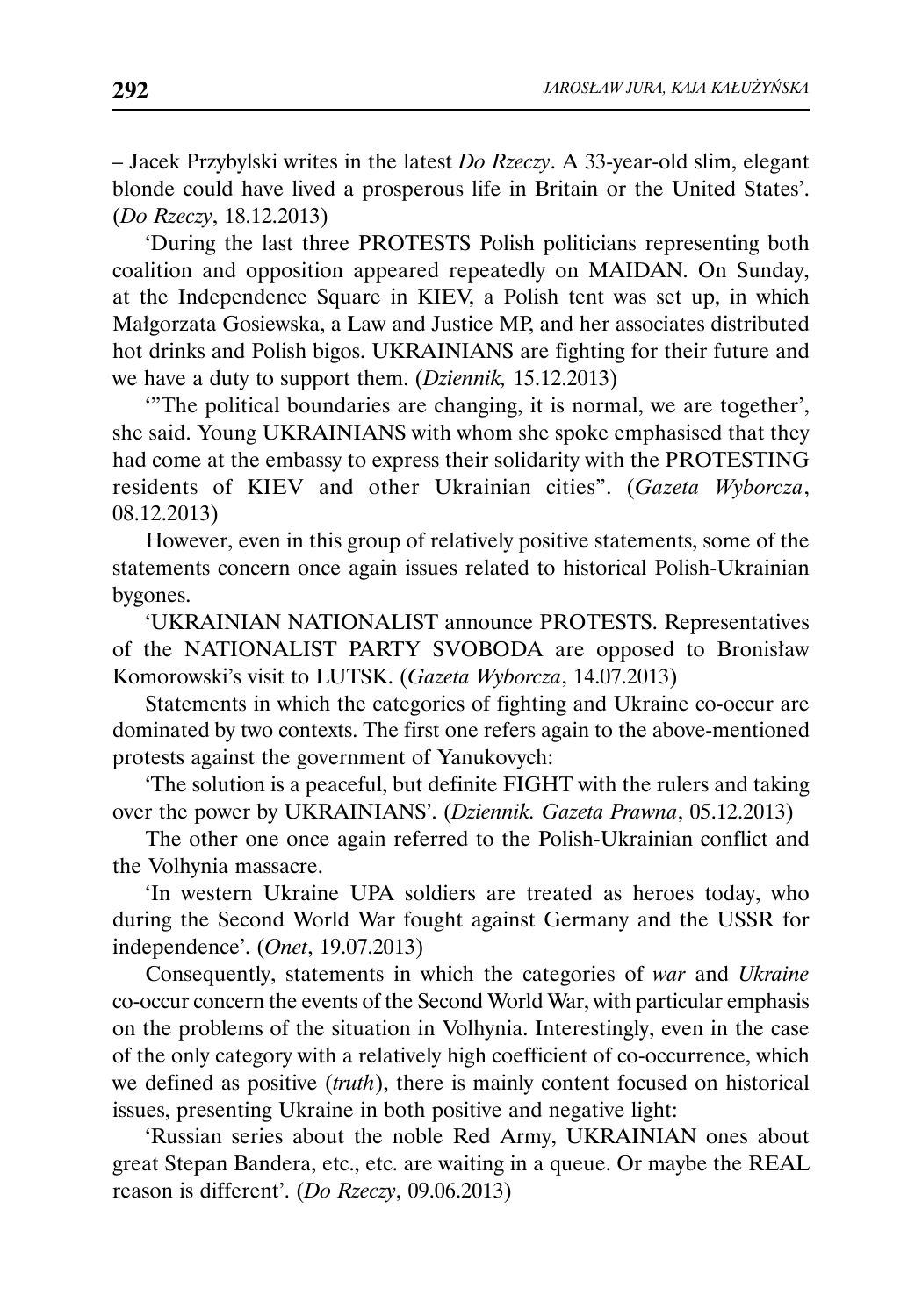– Jacek Przybylski writes in the latest *Do Rzeczy*. A 33-year-old slim, elegant blonde could have lived a prosperous life in Britain or the United States'. (*Do Rzeczy*, 18.12.2013)

'During the last three PROTESTS Polish politicians representing both coalition and opposition appeared repeatedly on MAIDAN. On Sunday, at the Independence Square in KIEV, a Polish tent was set up, in which Małgorzata Gosiewska, a Law and Justice MP, and her associates distributed hot drinks and Polish bigos. UKRAINIANS are fighting for their future and we have a duty to support them. (*Dziennik,* 15.12.2013)

'"The political boundaries are changing, it is normal, we are together', she said. Young UKRAINIANS with whom she spoke emphasised that they had come at the embassy to express their solidarity with the PROTESTING residents of KIEV and other Ukrainian cities". (*Gazeta Wyborcza*, 08.12.2013)

However, even in this group of relatively positive statements, some of the statements concern once again issues related to historical Polish-Ukrainian bygones.

'UKRAINIAN NATIONALIST announce PROTESTS. Representatives of the NATIONALIST PARTY SVOBODA are opposed to Bronisław Komorowski's visit to LUTSK. (*Gazeta Wyborcza*, 14.07.2013)

Statements in which the categories of fighting and Ukraine co-occur are dominated by two contexts. The first one refers again to the above-mentioned protests against the government of Yanukovych:

'The solution is a peaceful, but definite FIGHT with the rulers and taking over the power by UKRAINIANS'. (*Dziennik. Gazeta Prawna*, 05.12.2013)

The other one once again referred to the Polish-Ukrainian conflict and the Volhynia massacre.

'In western Ukraine UPA soldiers are treated as heroes today, who during the Second World War fought against Germany and the USSR for independence'. (*Onet*, 19.07.2013)

Consequently, statements in which the categories of *war* and *Ukraine* co-occur concern the events of the Second World War, with particular emphasis on the problems of the situation in Volhynia. Interestingly, even in the case of the only category with a relatively high coefficient of co-occurrence, which we defined as positive (*truth*), there is mainly content focused on historical issues, presenting Ukraine in both positive and negative light:

'Russian series about the noble Red Army, UKRAINIAN ones about great Stepan Bandera, etc., etc. are waiting in a queue. Or maybe the REAL reason is different'. (*Do Rzeczy*, 09.06.2013)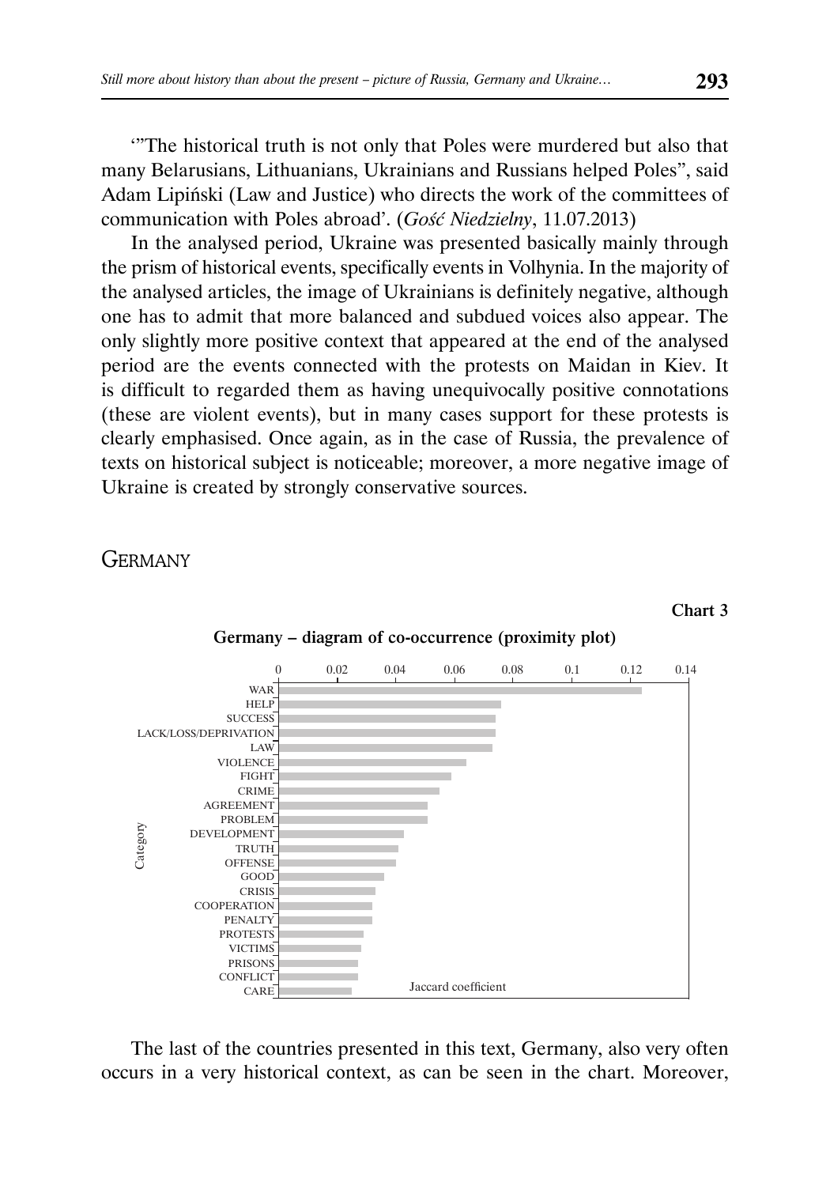'"The historical truth is not only that Poles were murdered but also that many Belarusians, Lithuanians, Ukrainians and Russians helped Poles", said Adam Lipiński (Law and Justice) who directs the work of the committees of communication with Poles abroad'. (*Gość Niedzielny*, 11.07.2013)

In the analysed period, Ukraine was presented basically mainly through the prism of historical events, specifically events in Volhynia. In the majority of the analysed articles, the image of Ukrainians is definitely negative, although one has to admit that more balanced and subdued voices also appear. The only slightly more positive context that appeared at the end of the analysed period are the events connected with the protests on Maidan in Kiev. It is difficult to regarded them as having unequivocally positive connotations (these are violent events), but in many cases support for these protests is clearly emphasised. Once again, as in the case of Russia, the prevalence of texts on historical subject is noticeable; moreover, a more negative image of Ukraine is created by strongly conservative sources.

## Germany

**Chart 3**

**Germany – diagram of co-occurrence (proximity plot)**

Category (x-axis: Jaccard coefficient, 0–0.14): WAR, HELP, SUCCESS, LACK/LOSS/DEPRIVATION, LAW, VIOLENCE, FIGHT, CRIME, AGREEMENT, PROBLEM, DEVELOPMENT, TRUTH, OFFENSE, GOOD, CRISIS, COOPERATION, PENALTY, PROTESTS, VICTIMS, PRISONS, CONFLICT, CARE

The last of the countries presented in this text, Germany, also very often occurs in a very historical context, as can be seen in the chart. Moreover,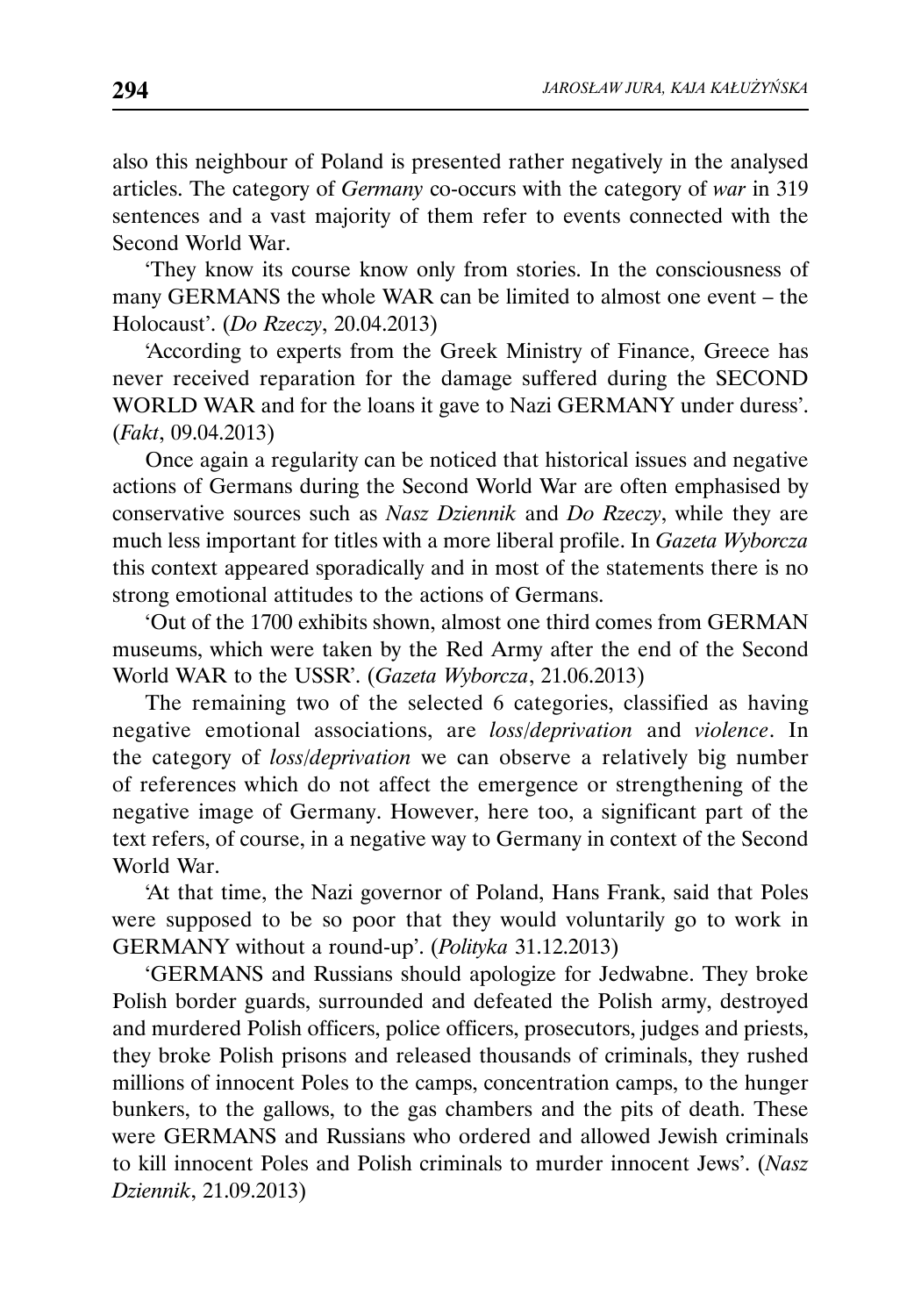also this neighbour of Poland is presented rather negatively in the analysed articles. The category of *Germany* co-occurs with the category of *war* in 319 sentences and a vast majority of them refer to events connected with the Second World War.

'They know its course know only from stories. In the consciousness of many GERMANS the whole WAR can be limited to almost one event – the Holocaust'. (*Do Rzeczy*, 20.04.2013)

'According to experts from the Greek Ministry of Finance, Greece has never received reparation for the damage suffered during the SECOND WORLD WAR and for the loans it gave to Nazi GERMANY under duress'. (*Fakt*, 09.04.2013)

Once again a regularity can be noticed that historical issues and negative actions of Germans during the Second World War are often emphasised by conservative sources such as *Nasz Dziennik* and *Do Rzeczy*, while they are much less important for titles with a more liberal profile. In *Gazeta Wyborcza* this context appeared sporadically and in most of the statements there is no strong emotional attitudes to the actions of Germans.

'Out of the 1700 exhibits shown, almost one third comes from GERMAN museums, which were taken by the Red Army after the end of the Second World WAR to the USSR'. (*Gazeta Wyborcza*, 21.06.2013)

The remaining two of the selected 6 categories, classified as having negative emotional associations, are *loss/deprivation* and *violence*. In the category of *loss/deprivation* we can observe a relatively big number of references which do not affect the emergence or strengthening of the negative image of Germany. However, here too, a significant part of the text refers, of course, in a negative way to Germany in context of the Second World War.

'At that time, the Nazi governor of Poland, Hans Frank, said that Poles were supposed to be so poor that they would voluntarily go to work in GERMANY without a round-up'. (*Polityka* 31.12.2013)

'GERMANS and Russians should apologize for Jedwabne. They broke Polish border guards, surrounded and defeated the Polish army, destroyed and murdered Polish officers, police officers, prosecutors, judges and priests, they broke Polish prisons and released thousands of criminals, they rushed millions of innocent Poles to the camps, concentration camps, to the hunger bunkers, to the gallows, to the gas chambers and the pits of death. These were GERMANS and Russians who ordered and allowed Jewish criminals to kill innocent Poles and Polish criminals to murder innocent Jews'. (*Nasz Dziennik*, 21.09.2013)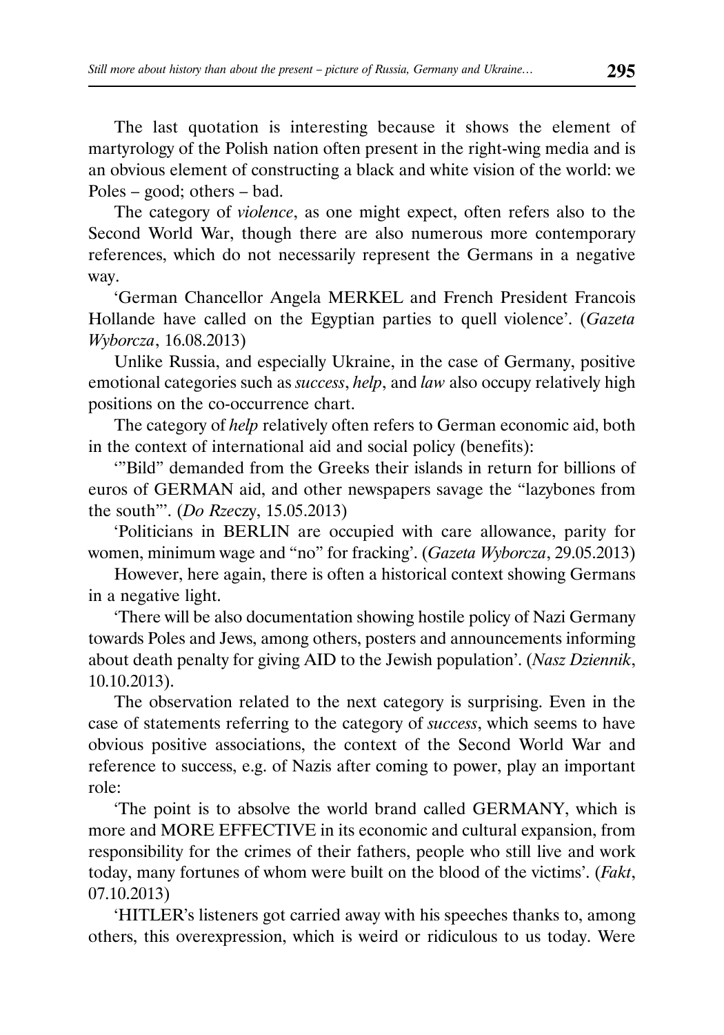The last quotation is interesting because it shows the element of martyrology of the Polish nation often present in the right-wing media and is an obvious element of constructing a black and white vision of the world: we Poles – good; others – bad.

The category of *violence*, as one might expect, often refers also to the Second World War, though there are also numerous more contemporary references, which do not necessarily represent the Germans in a negative way.

'German Chancellor Angela MERKEL and French President Francois Hollande have called on the Egyptian parties to quell violence'. (*Gazeta Wyborcza*, 16.08.2013)

Unlike Russia, and especially Ukraine, in the case of Germany, positive emotional categories such as *success*, *help*, and *law* also occupy relatively high positions on the co-occurrence chart.

The category of *help* relatively often refers to German economic aid, both in the context of international aid and social policy (benefits):

'"Bild" demanded from the Greeks their islands in return for billions of euros of GERMAN aid, and other newspapers savage the "lazybones from the south"'. (*Do Rze*czy, 15.05.2013)

'Politicians in BERLIN are occupied with care allowance, parity for women, minimum wage and "no" for fracking'. (*Gazeta Wyborcza*, 29.05.2013)

However, here again, there is often a historical context showing Germans in a negative light.

'There will be also documentation showing hostile policy of Nazi Germany towards Poles and Jews, among others, posters and announcements informing about death penalty for giving AID to the Jewish population'. (*Nasz Dziennik*, 10.10.2013).

The observation related to the next category is surprising. Even in the case of statements referring to the category of *success*, which seems to have obvious positive associations, the context of the Second World War and reference to success, e.g. of Nazis after coming to power, play an important role:

'The point is to absolve the world brand called GERMANY, which is more and MORE EFFECTIVE in its economic and cultural expansion, from responsibility for the crimes of their fathers, people who still live and work today, many fortunes of whom were built on the blood of the victims'. (*Fakt*, 07.10.2013)

'HITLER's listeners got carried away with his speeches thanks to, among others, this overexpression, which is weird or ridiculous to us today. Were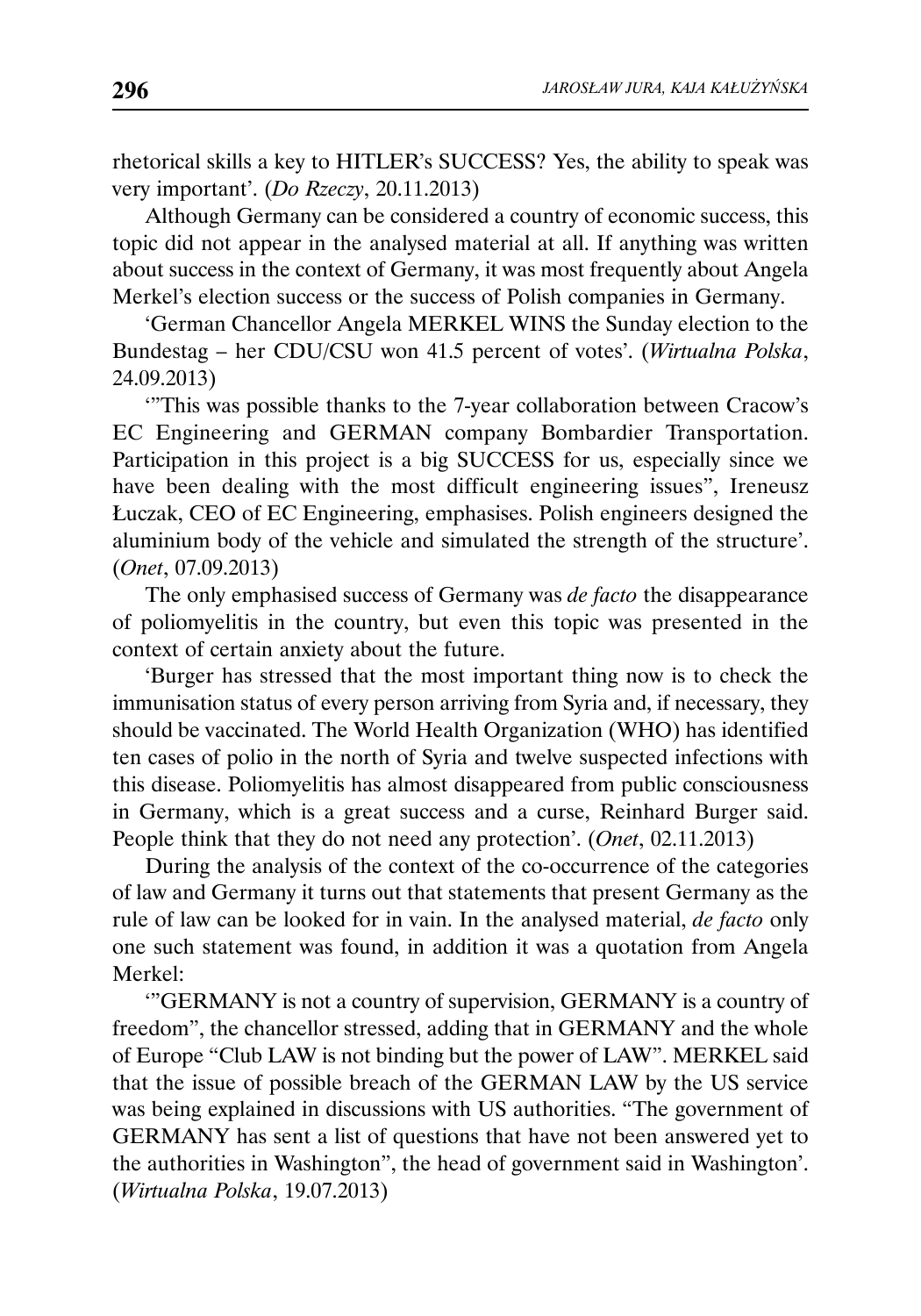rhetorical skills a key to HITLER's SUCCESS? Yes, the ability to speak was very important'. (*Do Rzeczy*, 20.11.2013)

Although Germany can be considered a country of economic success, this topic did not appear in the analysed material at all. If anything was written about success in the context of Germany, it was most frequently about Angela Merkel's election success or the success of Polish companies in Germany.

'German Chancellor Angela MERKEL WINS the Sunday election to the Bundestag – her CDU/CSU won 41.5 percent of votes'. (*Wirtualna Polska*, 24.09.2013)

'"This was possible thanks to the 7-year collaboration between Cracow's EC Engineering and GERMAN company Bombardier Transportation. Participation in this project is a big SUCCESS for us, especially since we have been dealing with the most difficult engineering issues", Ireneusz Łuczak, CEO of EC Engineering, emphasises. Polish engineers designed the aluminium body of the vehicle and simulated the strength of the structure'. (*Onet*, 07.09.2013)

The only emphasised success of Germany was *de facto* the disappearance of poliomyelitis in the country, but even this topic was presented in the context of certain anxiety about the future.

'Burger has stressed that the most important thing now is to check the immunisation status of every person arriving from Syria and, if necessary, they should be vaccinated. The World Health Organization (WHO) has identified ten cases of polio in the north of Syria and twelve suspected infections with this disease. Poliomyelitis has almost disappeared from public consciousness in Germany, which is a great success and a curse, Reinhard Burger said. People think that they do not need any protection'. (*Onet*, 02.11.2013)

During the analysis of the context of the co-occurrence of the categories of law and Germany it turns out that statements that present Germany as the rule of law can be looked for in vain. In the analysed material, *de facto* only one such statement was found, in addition it was a quotation from Angela Merkel:

'"GERMANY is not a country of supervision, GERMANY is a country of freedom", the chancellor stressed, adding that in GERMANY and the whole of Europe "Club LAW is not binding but the power of LAW". MERKEL said that the issue of possible breach of the GERMAN LAW by the US service was being explained in discussions with US authorities. "The government of GERMANY has sent a list of questions that have not been answered yet to the authorities in Washington", the head of government said in Washington'. (*Wirtualna Polska*, 19.07.2013)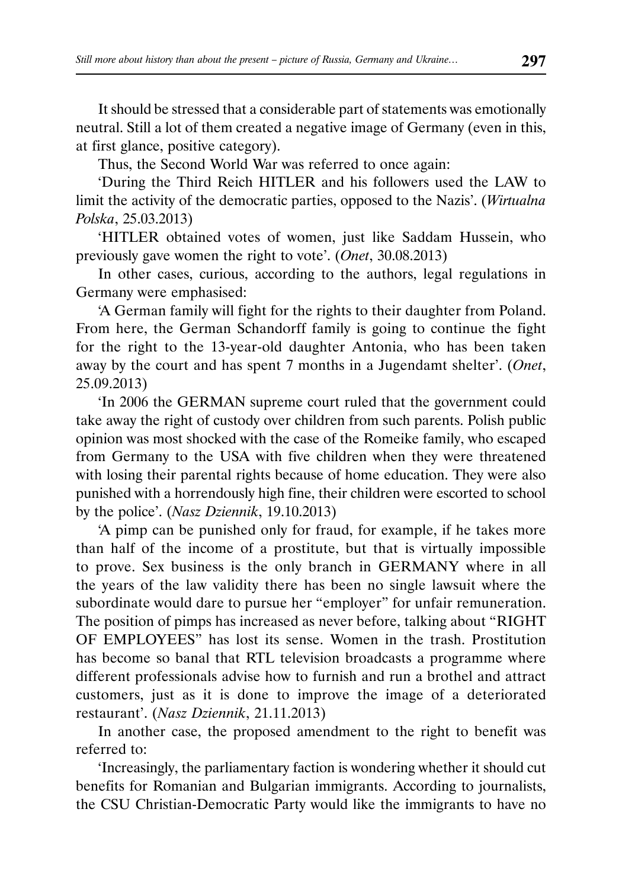It should be stressed that a considerable part of statements was emotionally neutral. Still a lot of them created a negative image of Germany (even in this, at first glance, positive category).

Thus, the Second World War was referred to once again:

'During the Third Reich HITLER and his followers used the LAW to limit the activity of the democratic parties, opposed to the Nazis'. (*Wirtualna Polska*, 25.03.2013)

'HITLER obtained votes of women, just like Saddam Hussein, who previously gave women the right to vote'. (*Onet*, 30.08.2013)

In other cases, curious, according to the authors, legal regulations in Germany were emphasised:

'A German family will fight for the rights to their daughter from Poland. From here, the German Schandorff family is going to continue the fight for the right to the 13-year-old daughter Antonia, who has been taken away by the court and has spent 7 months in a Jugendamt shelter'. (*Onet*, 25.09.2013)

'In 2006 the GERMAN supreme court ruled that the government could take away the right of custody over children from such parents. Polish public opinion was most shocked with the case of the Romeike family, who escaped from Germany to the USA with five children when they were threatened with losing their parental rights because of home education. They were also punished with a horrendously high fine, their children were escorted to school by the police'. (*Nasz Dziennik*, 19.10.2013)

'A pimp can be punished only for fraud, for example, if he takes more than half of the income of a prostitute, but that is virtually impossible to prove. Sex business is the only branch in GERMANY where in all the years of the law validity there has been no single lawsuit where the subordinate would dare to pursue her "employer" for unfair remuneration. The position of pimps has increased as never before, talking about "RIGHT OF EMPLOYEES" has lost its sense. Women in the trash. Prostitution has become so banal that RTL television broadcasts a programme where different professionals advise how to furnish and run a brothel and attract customers, just as it is done to improve the image of a deteriorated restaurant'. (*Nasz Dziennik*, 21.11.2013)

In another case, the proposed amendment to the right to benefit was referred to:

'Increasingly, the parliamentary faction is wondering whether it should cut benefits for Romanian and Bulgarian immigrants. According to journalists, the CSU Christian-Democratic Party would like the immigrants to have no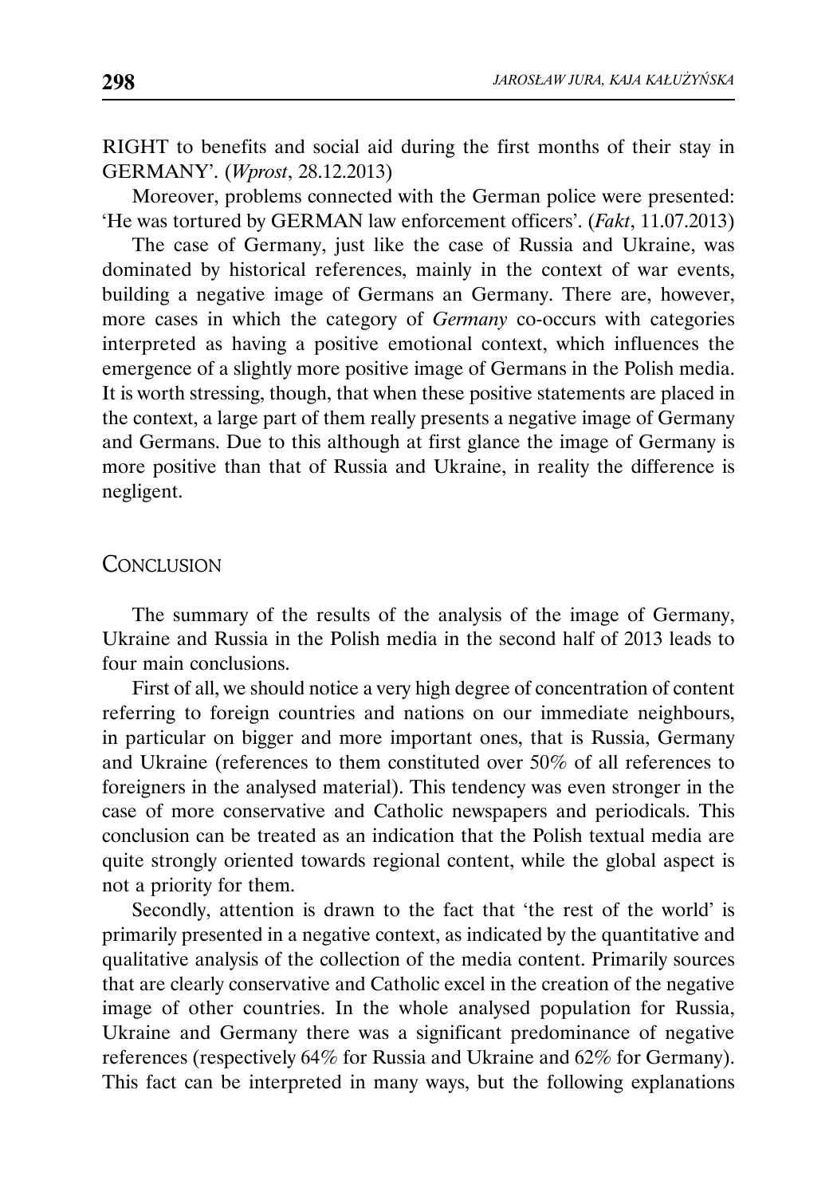RIGHT to benefits and social aid during the first months of their stay in GERMANY'. (*Wprost*, 28.12.2013)

Moreover, problems connected with the German police were presented: 'He was tortured by GERMAN law enforcement officers'. (*Fakt*, 11.07.2013)

The case of Germany, just like the case of Russia and Ukraine, was dominated by historical references, mainly in the context of war events, building a negative image of Germans an Germany. There are, however, more cases in which the category of *Germany* co-occurs with categories interpreted as having a positive emotional context, which influences the emergence of a slightly more positive image of Germans in the Polish media. It is worth stressing, though, that when these positive statements are placed in the context, a large part of them really presents a negative image of Germany and Germans. Due to this although at first glance the image of Germany is more positive than that of Russia and Ukraine, in reality the difference is negligent.

## Conclusion

The summary of the results of the analysis of the image of Germany, Ukraine and Russia in the Polish media in the second half of 2013 leads to four main conclusions.

First of all, we should notice a very high degree of concentration of content referring to foreign countries and nations on our immediate neighbours, in particular on bigger and more important ones, that is Russia, Germany and Ukraine (references to them constituted over 50% of all references to foreigners in the analysed material). This tendency was even stronger in the case of more conservative and Catholic newspapers and periodicals. This conclusion can be treated as an indication that the Polish textual media are quite strongly oriented towards regional content, while the global aspect is not a priority for them.

Secondly, attention is drawn to the fact that 'the rest of the world' is primarily presented in a negative context, as indicated by the quantitative and qualitative analysis of the collection of the media content. Primarily sources that are clearly conservative and Catholic excel in the creation of the negative image of other countries. In the whole analysed population for Russia, Ukraine and Germany there was a significant predominance of negative references (respectively 64% for Russia and Ukraine and 62% for Germany). This fact can be interpreted in many ways, but the following explanations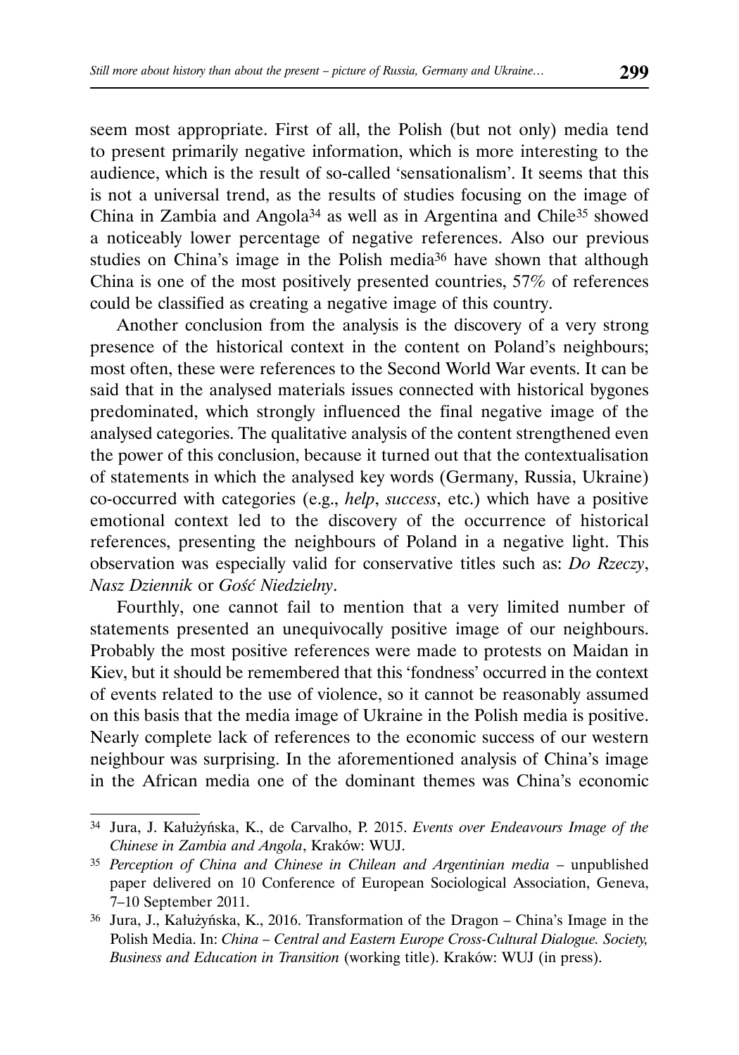seem most appropriate. First of all, the Polish (but not only) media tend to present primarily negative information, which is more interesting to the audience, which is the result of so-called 'sensationalism'. It seems that this is not a universal trend, as the results of studies focusing on the image of China in Zambia and Angola[34] as well as in Argentina and Chile[35] showed a noticeably lower percentage of negative references. Also our previous studies on China's image in the Polish media[36] have shown that although China is one of the most positively presented countries, 57% of references could be classified as creating a negative image of this country.

Another conclusion from the analysis is the discovery of a very strong presence of the historical context in the content on Poland's neighbours; most often, these were references to the Second World War events. It can be said that in the analysed materials issues connected with historical bygones predominated, which strongly influenced the final negative image of the analysed categories. The qualitative analysis of the content strengthened even the power of this conclusion, because it turned out that the contextualisation of statements in which the analysed key words (Germany, Russia, Ukraine) co-occurred with categories (e.g., *help*, *success*, etc.) which have a positive emotional context led to the discovery of the occurrence of historical references, presenting the neighbours of Poland in a negative light. This observation was especially valid for conservative titles such as: *Do Rzeczy*, *Nasz Dziennik* or *Gość Niedzielny*.

Fourthly, one cannot fail to mention that a very limited number of statements presented an unequivocally positive image of our neighbours. Probably the most positive references were made to protests on Maidan in Kiev, but it should be remembered that this 'fondness' occurred in the context of events related to the use of violence, so it cannot be reasonably assumed on this basis that the media image of Ukraine in the Polish media is positive. Nearly complete lack of references to the economic success of our western neighbour was surprising. In the aforementioned analysis of China's image in the African media one of the dominant themes was China's economic

---

[34] Jura, J. Kałużyńska, K., de Carvalho, P. 2015. *Events over Endeavours Image of the Chinese in Zambia and Angola*, Kraków: WUJ.

[35] *Perception of China and Chinese in Chilean and Argentinian media* – unpublished paper delivered on 10 Conference of European Sociological Association, Geneva, 7–10 September 2011.

[36] Jura, J., Kałużyńska, K., 2016. Transformation of the Dragon – China's Image in the Polish Media. In: *China – Central and Eastern Europe Cross-Cultural Dialogue. Society, Business and Education in Transition* (working title). Kraków: WUJ (in press).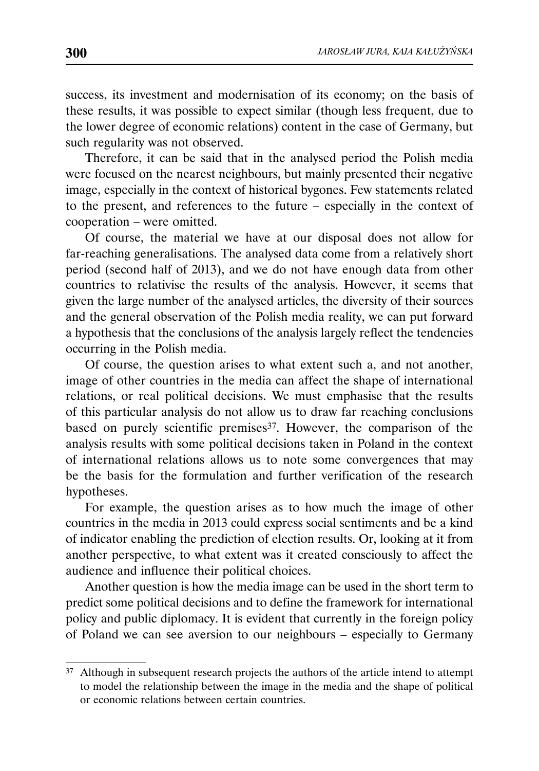success, its investment and modernisation of its economy; on the basis of these results, it was possible to expect similar (though less frequent, due to the lower degree of economic relations) content in the case of Germany, but such regularity was not observed.

Therefore, it can be said that in the analysed period the Polish media were focused on the nearest neighbours, but mainly presented their negative image, especially in the context of historical bygones. Few statements related to the present, and references to the future – especially in the context of cooperation – were omitted.

Of course, the material we have at our disposal does not allow for far-reaching generalisations. The analysed data come from a relatively short period (second half of 2013), and we do not have enough data from other countries to relativise the results of the analysis. However, it seems that given the large number of the analysed articles, the diversity of their sources and the general observation of the Polish media reality, we can put forward a hypothesis that the conclusions of the analysis largely reflect the tendencies occurring in the Polish media.

Of course, the question arises to what extent such a, and not another, image of other countries in the media can affect the shape of international relations, or real political decisions. We must emphasise that the results of this particular analysis do not allow us to draw far reaching conclusions based on purely scientific premises[37]. However, the comparison of the analysis results with some political decisions taken in Poland in the context of international relations allows us to note some convergences that may be the basis for the formulation and further verification of the research hypotheses.

For example, the question arises as to how much the image of other countries in the media in 2013 could express social sentiments and be a kind of indicator enabling the prediction of election results. Or, looking at it from another perspective, to what extent was it created consciously to affect the audience and influence their political choices.

Another question is how the media image can be used in the short term to predict some political decisions and to define the framework for international policy and public diplomacy. It is evident that currently in the foreign policy of Poland we can see aversion to our neighbours – especially to Germany

---

[37] Although in subsequent research projects the authors of the article intend to attempt to model the relationship between the image in the media and the shape of political or economic relations between certain countries.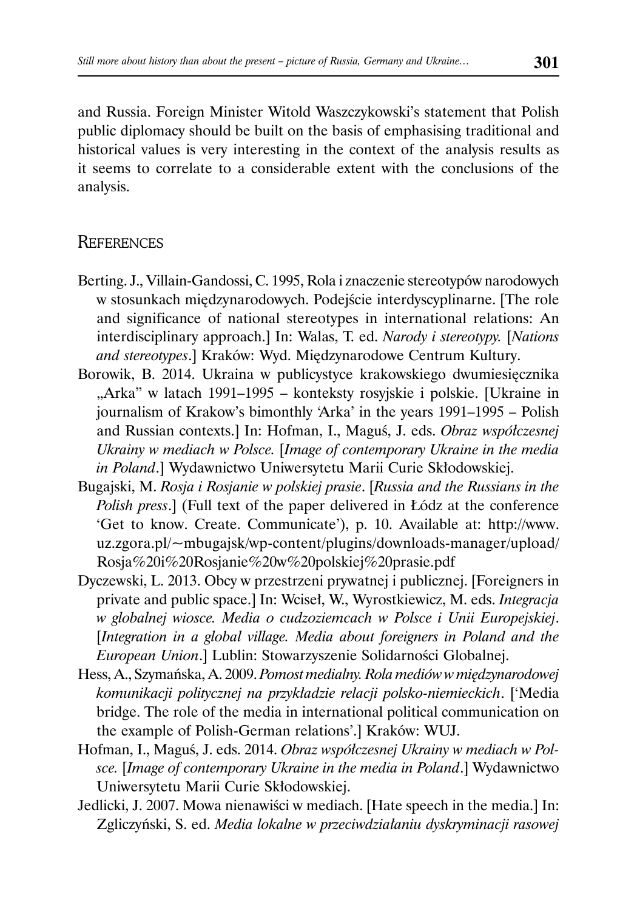and Russia. Foreign Minister Witold Waszczykowski's statement that Polish public diplomacy should be built on the basis of emphasising traditional and historical values is very interesting in the context of the analysis results as it seems to correlate to a considerable extent with the conclusions of the analysis.

## References

- Berting. J., Villain-Gandossi, C. 1995, Rola i znaczenie stereotypów narodowych w stosunkach międzynarodowych. Podejście interdyscyplinarne. [The role and significance of national stereotypes in international relations: An interdisciplinary approach.] In: Walas, T. ed. *Narody i stereotypy.* [*Nations and stereotypes*.] Kraków: Wyd. Międzynarodowe Centrum Kultury.
- Borowik, B. 2014. Ukraina w publicystyce krakowskiego dwumiesięcznika „Arka" w latach 1991–1995 – konteksty rosyjskie i polskie. [Ukraine in journalism of Krakow's bimonthly 'Arka' in the years 1991–1995 – Polish and Russian contexts.] In: Hofman, I., Maguś, J. eds. *Obraz współczesnej Ukrainy w mediach w Polsce.* [*Image of contemporary Ukraine in the media in Poland*.] Wydawnictwo Uniwersytetu Marii Curie Skłodowskiej.
- Bugajski, M. *Rosja i Rosjanie w polskiej prasie*. [*Russia and the Russians in the Polish press*.] (Full text of the paper delivered in Łódz at the conference 'Get to know. Create. Communicate'), p. 10. Available at: http://www.uz.zgora.pl/~mbugajsk/wp-content/plugins/downloads-manager/upload/Rosja%20i%20Rosjanie%20w%20polskiej%20prasie.pdf
- Dyczewski, L. 2013. Obcy w przestrzeni prywatnej i publicznej. [Foreigners in private and public space.] In: Wciseł, W., Wyrostkiewicz, M. eds. *Integracja w globalnej wiosce. Media o cudzoziemcach w Polsce i Unii Europejskiej*. [*Integration in a global village. Media about foreigners in Poland and the European Union*.] Lublin: Stowarzyszenie Solidarności Globalnej.
- Hess, A., Szymańska, A. 2009. *Pomost medialny. Rola mediów w międzynarodowej komunikacji politycznej na przykładzie relacji polsko-niemieckich*. ['Media bridge. The role of the media in international political communication on the example of Polish-German relations'.] Kraków: WUJ.
- Hofman, I., Maguś, J. eds. 2014. *Obraz współczesnej Ukrainy w mediach w Polsce.* [*Image of contemporary Ukraine in the media in Poland*.] Wydawnictwo Uniwersytetu Marii Curie Skłodowskiej.
- Jedlicki, J. 2007. Mowa nienawiści w mediach. [Hate speech in the media.] In: Zgliczyński, S. ed. *Media lokalne w przeciwdziałaniu dyskryminacji rasowej*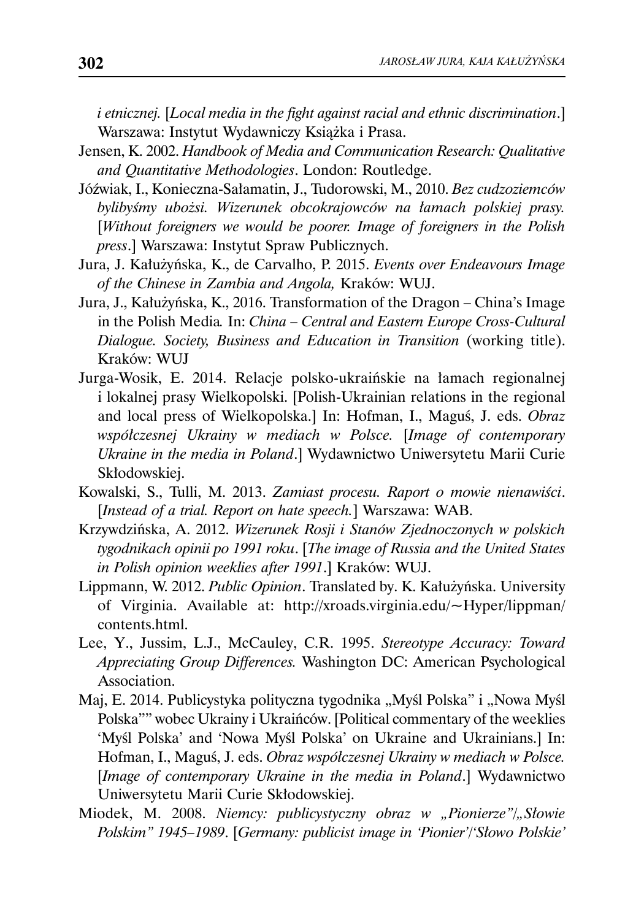*i etnicznej.* [*Local media in the fight against racial and ethnic discrimination*.] Warszawa: Instytut Wydawniczy Książka i Prasa.

Jensen, K. 2002. *Handbook of Media and Communication Research: Qualitative and Quantitative Methodologies*. London: Routledge.

Jóźwiak, I., Konieczna-Sałamatin, J., Tudorowski, M., 2010. *Bez cudzoziemców bylibyśmy ubożsi. Wizerunek obcokrajowców na łamach polskiej prasy.* [*Without foreigners we would be poorer. Image of foreigners in the Polish press*.] Warszawa: Instytut Spraw Publicznych.

Jura, J. Kałużyńska, K., de Carvalho, P. 2015. *Events over Endeavours Image of the Chinese in Zambia and Angola,* Kraków: WUJ.

Jura, J., Kałużyńska, K., 2016. Transformation of the Dragon – China's Image in the Polish Media*.* In: *China – Central and Eastern Europe Cross-Cultural Dialogue. Society, Business and Education in Transition* (working title). Kraków: WUJ

Jurga-Wosik, E. 2014. Relacje polsko-ukraińskie na łamach regionalnej i lokalnej prasy Wielkopolski. [Polish-Ukrainian relations in the regional and local press of Wielkopolska.] In: Hofman, I., Maguś, J. eds. *Obraz współczesnej Ukrainy w mediach w Polsce.* [*Image of contemporary Ukraine in the media in Poland*.] Wydawnictwo Uniwersytetu Marii Curie Skłodowskiej.

Kowalski, S., Tulli, M. 2013. *Zamiast procesu. Raport o mowie nienawiści*. [*Instead of a trial. Report on hate speech.*] Warszawa: WAB.

Krzywdzińska, A. 2012. *Wizerunek Rosji i Stanów Zjednoczonych w polskich tygodnikach opinii po 1991 roku*. [*The image of Russia and the United States in Polish opinion weeklies after 1991*.] Kraków: WUJ.

Lippmann, W. 2012. *Public Opinion*. Translated by. K. Kałużyńska. University of Virginia. Available at: http://xroads.virginia.edu/~Hyper/lippman/contents.html.

Lee, Y., Jussim, L.J., McCauley, C.R. 1995. *Stereotype Accuracy: Toward Appreciating Group Differences.* Washington DC: American Psychological Association.

Maj, E. 2014. Publicystyka polityczna tygodnika „Myśl Polska" i „Nowa Myśl Polska"" wobec Ukrainy i Ukraińców. [Political commentary of the weeklies 'Myśl Polska' and 'Nowa Myśl Polska' on Ukraine and Ukrainians.] In: Hofman, I., Maguś, J. eds. *Obraz współczesnej Ukrainy w mediach w Polsce.* [*Image of contemporary Ukraine in the media in Poland*.] Wydawnictwo Uniwersytetu Marii Curie Skłodowskiej.

Miodek, M. 2008. *Niemcy: publicystyczny obraz w „Pionierze"/„Słowie Polskim" 1945–1989*. [*Germany: publicist image in 'Pionier'/'Słowo Polskie'*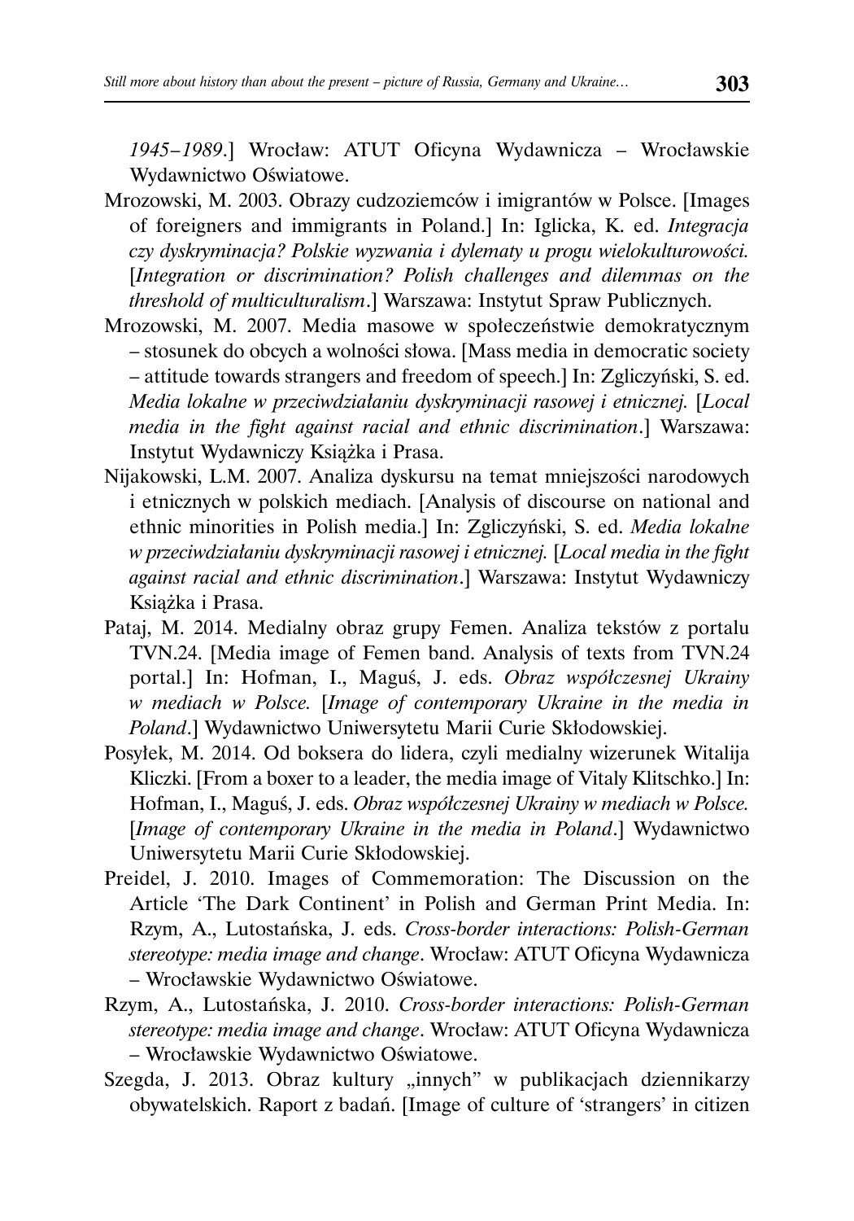*1945–1989*.] Wrocław: ATUT Oficyna Wydawnicza – Wrocławskie Wydawnictwo Oświatowe.

Mrozowski, M. 2003. Obrazy cudzoziemców i imigrantów w Polsce. [Images of foreigners and immigrants in Poland.] In: Iglicka, K. ed. *Integracja czy dyskryminacja? Polskie wyzwania i dylematy u progu wielokulturowości.* [*Integration or discrimination? Polish challenges and dilemmas on the threshold of multiculturalism*.] Warszawa: Instytut Spraw Publicznych.

Mrozowski, M. 2007. Media masowe w społeczeństwie demokratycznym – stosunek do obcych a wolności słowa. [Mass media in democratic society – attitude towards strangers and freedom of speech.] In: Zgliczyński, S. ed. *Media lokalne w przeciwdziałaniu dyskryminacji rasowej i etnicznej.* [*Local media in the fight against racial and ethnic discrimination*.] Warszawa: Instytut Wydawniczy Książka i Prasa.

Nijakowski, L.M. 2007. Analiza dyskursu na temat mniejszości narodowych i etnicznych w polskich mediach. [Analysis of discourse on national and ethnic minorities in Polish media.] In: Zgliczyński, S. ed. *Media lokalne w przeciwdziałaniu dyskryminacji rasowej i etnicznej.* [*Local media in the fight against racial and ethnic discrimination*.] Warszawa: Instytut Wydawniczy Książka i Prasa.

Pataj, M. 2014. Medialny obraz grupy Femen. Analiza tekstów z portalu TVN.24. [Media image of Femen band. Analysis of texts from TVN.24 portal.] In: Hofman, I., Maguś, J. eds. *Obraz współczesnej Ukrainy w mediach w Polsce.* [*Image of contemporary Ukraine in the media in Poland*.] Wydawnictwo Uniwersytetu Marii Curie Skłodowskiej.

Posyłek, M. 2014. Od boksera do lidera, czyli medialny wizerunek Witalija Kliczki. [From a boxer to a leader, the media image of Vitaly Klitschko.] In: Hofman, I., Maguś, J. eds. *Obraz współczesnej Ukrainy w mediach w Polsce.* [*Image of contemporary Ukraine in the media in Poland*.] Wydawnictwo Uniwersytetu Marii Curie Skłodowskiej.

Preidel, J. 2010. Images of Commemoration: The Discussion on the Article 'The Dark Continent' in Polish and German Print Media. In: Rzym, A., Lutostańska, J. eds. *Cross-border interactions: Polish-German stereotype: media image and change*. Wrocław: ATUT Oficyna Wydawnicza – Wrocławskie Wydawnictwo Oświatowe.

Rzym, A., Lutostańska, J. 2010. *Cross-border interactions: Polish-German stereotype: media image and change*. Wrocław: ATUT Oficyna Wydawnicza – Wrocławskie Wydawnictwo Oświatowe.

Szegda, J. 2013. Obraz kultury „innych" w publikacjach dziennikarzy obywatelskich. Raport z badań. [Image of culture of 'strangers' in citizen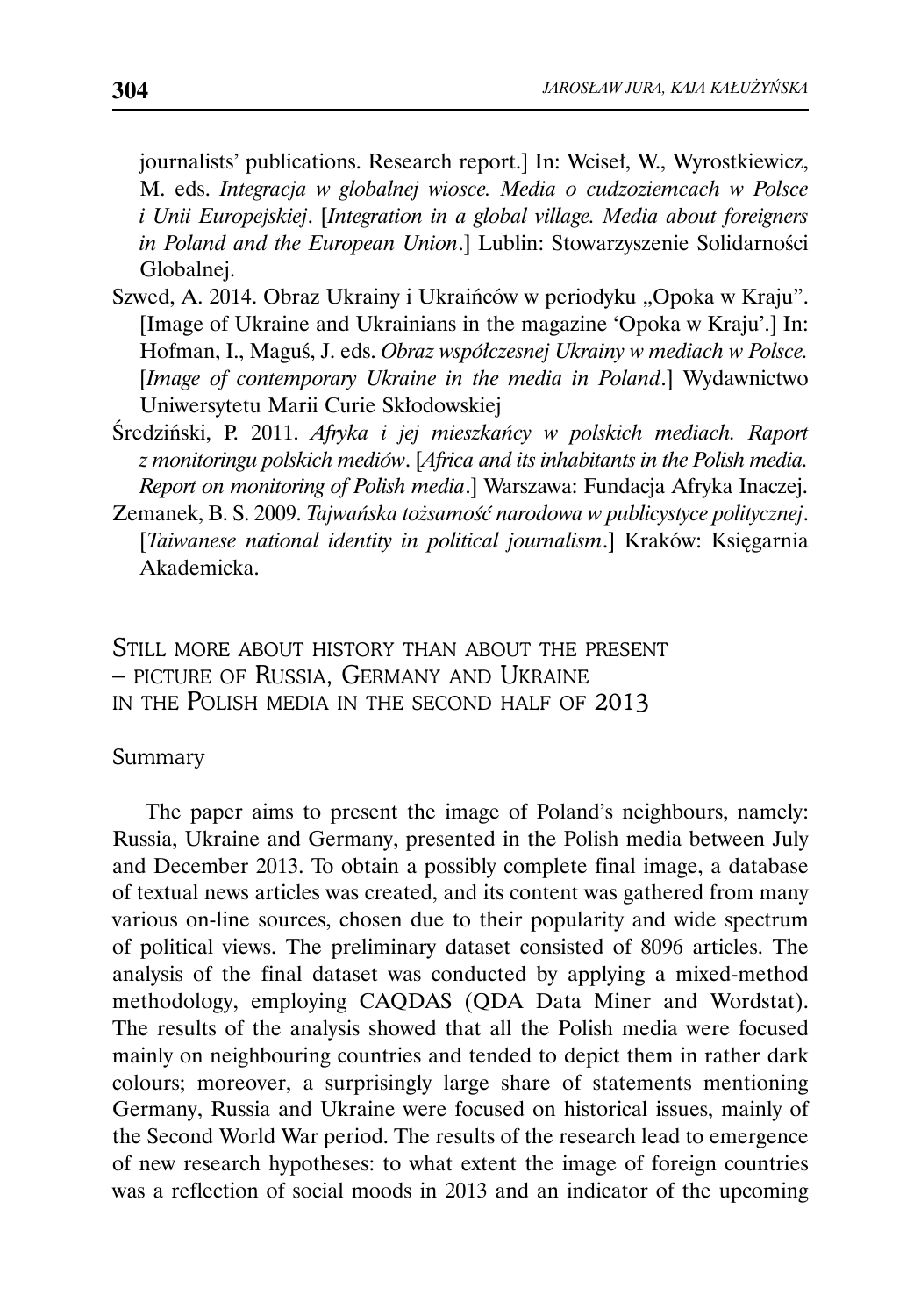journalists' publications. Research report.] In: Wciseł, W., Wyrostkiewicz, M. eds. *Integracja w globalnej wiosce. Media o cudzoziemcach w Polsce i Unii Europejskiej*. [*Integration in a global village. Media about foreigners in Poland and the European Union*.] Lublin: Stowarzyszenie Solidarności Globalnej.

Szwed, A. 2014. Obraz Ukrainy i Ukraińców w periodyku „Opoka w Kraju". [Image of Ukraine and Ukrainians in the magazine 'Opoka w Kraju'.] In: Hofman, I., Maguś, J. eds. *Obraz współczesnej Ukrainy w mediach w Polsce.* [*Image of contemporary Ukraine in the media in Poland*.] Wydawnictwo Uniwersytetu Marii Curie Skłodowskiej

Średziński, P. 2011. *Afryka i jej mieszkańcy w polskich mediach. Raport z monitoringu polskich mediów*. [*Africa and its inhabitants in the Polish media. Report on monitoring of Polish media*.] Warszawa: Fundacja Afryka Inaczej.

Zemanek, B. S. 2009. *Tajwańska tożsamość narodowa w publicystyce politycznej*. [*Taiwanese national identity in political journalism*.] Kraków: Księgarnia Akademicka.

## Still more about history than about the present – picture of Russia, Germany and Ukraine in the Polish media in the second half of 2013

### Summary

The paper aims to present the image of Poland's neighbours, namely: Russia, Ukraine and Germany, presented in the Polish media between July and December 2013. To obtain a possibly complete final image, a database of textual news articles was created, and its content was gathered from many various on-line sources, chosen due to their popularity and wide spectrum of political views. The preliminary dataset consisted of 8096 articles. The analysis of the final dataset was conducted by applying a mixed-method methodology, employing CAQDAS (QDA Data Miner and Wordstat). The results of the analysis showed that all the Polish media were focused mainly on neighbouring countries and tended to depict them in rather dark colours; moreover, a surprisingly large share of statements mentioning Germany, Russia and Ukraine were focused on historical issues, mainly of the Second World War period. The results of the research lead to emergence of new research hypotheses: to what extent the image of foreign countries was a reflection of social moods in 2013 and an indicator of the upcoming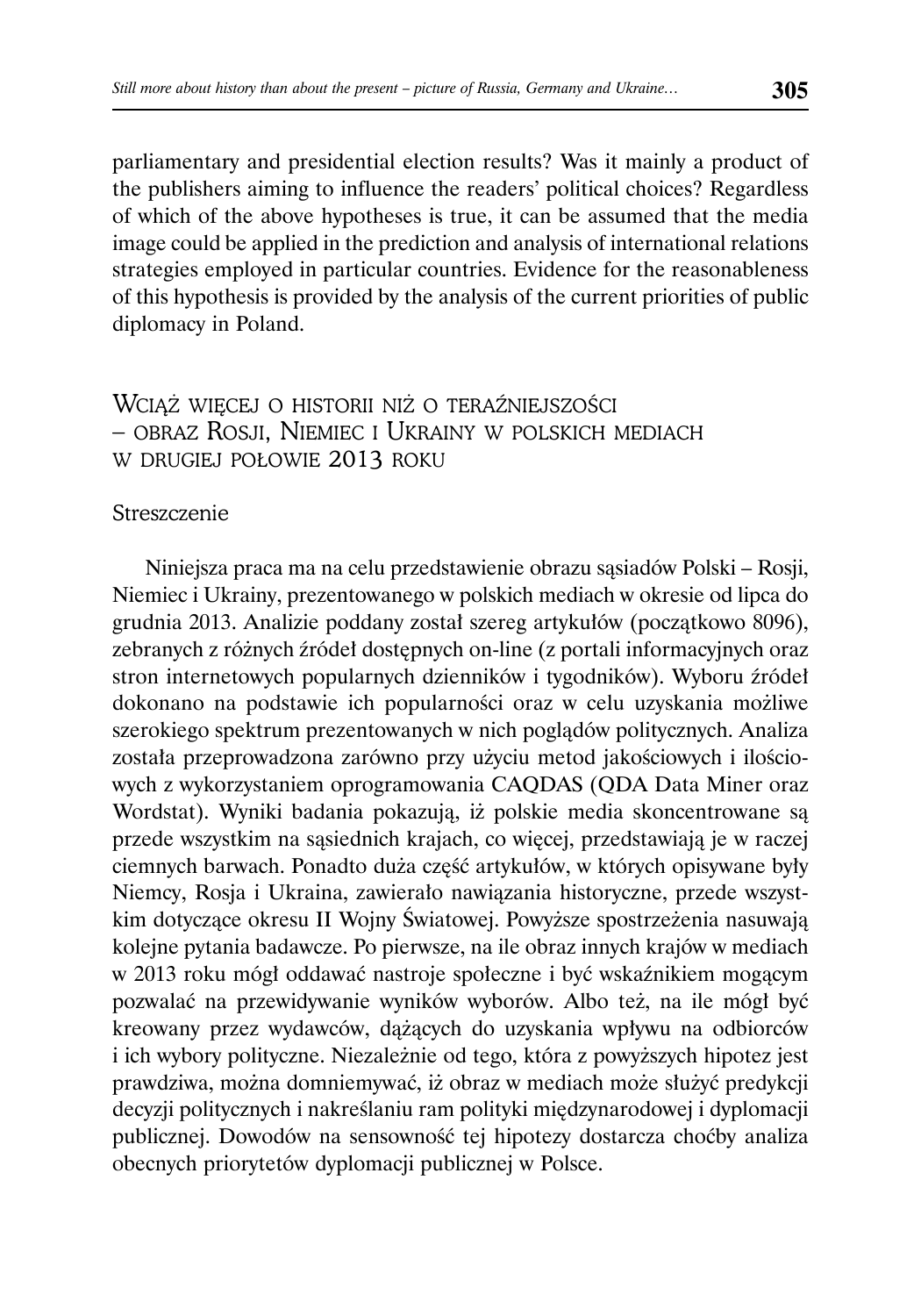parliamentary and presidential election results? Was it mainly a product of the publishers aiming to influence the readers' political choices? Regardless of which of the above hypotheses is true, it can be assumed that the media image could be applied in the prediction and analysis of international relations strategies employed in particular countries. Evidence for the reasonableness of this hypothesis is provided by the analysis of the current priorities of public diplomacy in Poland.

## Wciąż więcej o historii niż o teraźniejszości – obraz Rosji, Niemiec i Ukrainy w polskich mediach w drugiej połowie 2013 roku

### Streszczenie

Niniejsza praca ma na celu przedstawienie obrazu sąsiadów Polski – Rosji, Niemiec i Ukrainy, prezentowanego w polskich mediach w okresie od lipca do grudnia 2013. Analizie poddany został szereg artykułów (początkowo 8096), zebranych z różnych źródeł dostępnych on-line (z portali informacyjnych oraz stron internetowych popularnych dzienników i tygodników). Wyboru źródeł dokonano na podstawie ich popularności oraz w celu uzyskania możliwe szerokiego spektrum prezentowanych w nich poglądów politycznych. Analiza została przeprowadzona zarówno przy użyciu metod jakościowych i ilościowych z wykorzystaniem oprogramowania CAQDAS (QDA Data Miner oraz Wordstat). Wyniki badania pokazują, iż polskie media skoncentrowane są przede wszystkim na sąsiednich krajach, co więcej, przedstawiają je w raczej ciemnych barwach. Ponadto duża część artykułów, w których opisywane były Niemcy, Rosja i Ukraina, zawierało nawiązania historyczne, przede wszystkim dotyczące okresu II Wojny Światowej. Powyższe spostrzeżenia nasuwają kolejne pytania badawcze. Po pierwsze, na ile obraz innych krajów w mediach w 2013 roku mógł oddawać nastroje społeczne i być wskaźnikiem mogącym pozwalać na przewidywanie wyników wyborów. Albo też, na ile mógł być kreowany przez wydawców, dążących do uzyskania wpływu na odbiorców i ich wybory polityczne. Niezależnie od tego, która z powyższych hipotez jest prawdziwa, można domniemywać, iż obraz w mediach może służyć predykcji decyzji politycznych i nakreślaniu ram polityki międzynarodowej i dyplomacji publicznej. Dowodów na sensowność tej hipotezy dostarcza choćby analiza obecnych priorytetów dyplomacji publicznej w Polsce.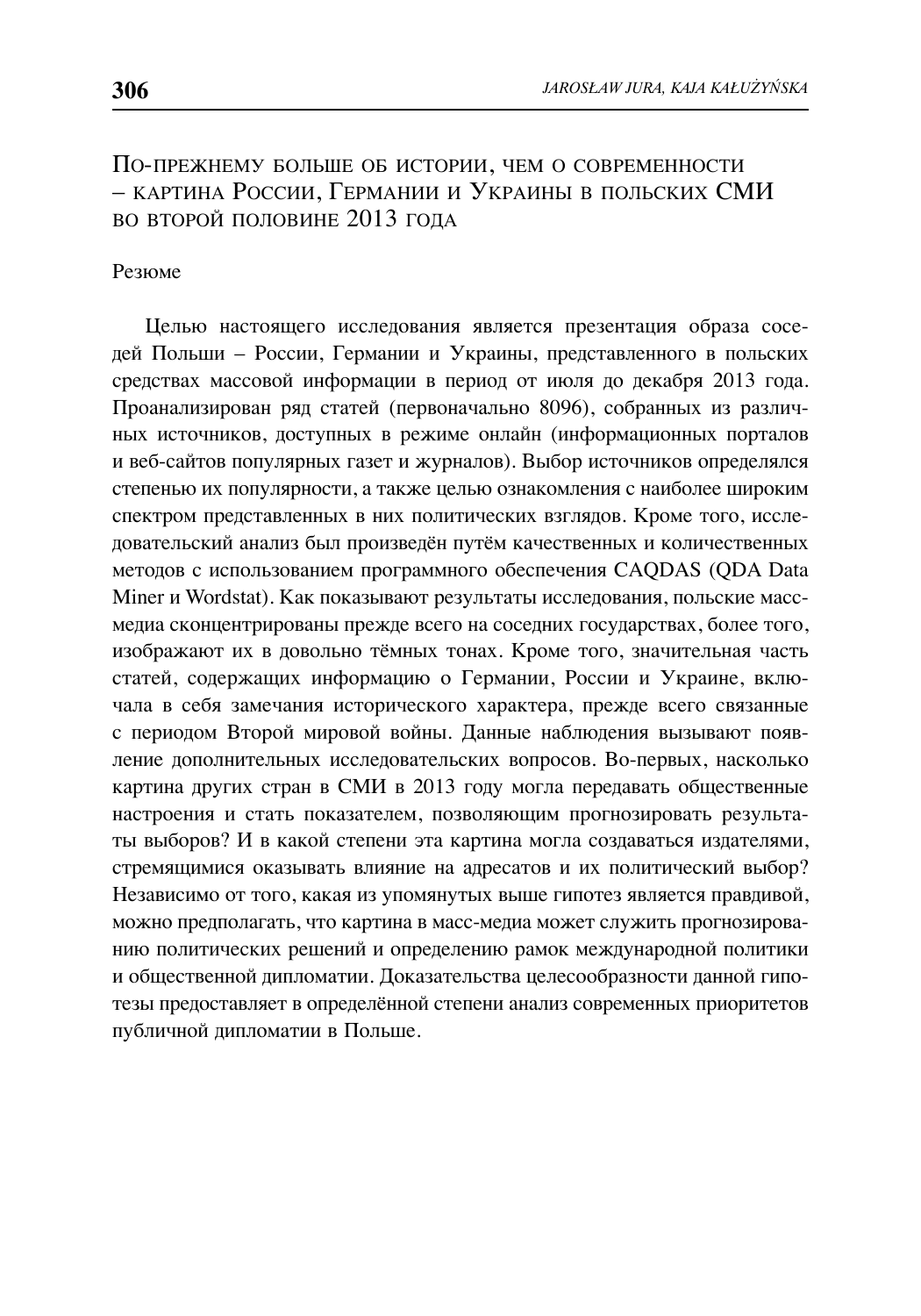## По-прежнему больше об истории, чем о современности – картина России, Германии и Украины в польских СМИ во второй половине 2013 года

Резюме

Целью настоящего исследования является презентация образа соседей Польши – России, Германии и Украины, представленного в польских средствах массовой информации в период от июля до декабря 2013 года. Проанализирован ряд статей (первоначально 8096), собранных из различных источников, доступных в режиме онлайн (информационных порталов и веб-сайтов популярных газет и журналов). Выбор источников определялся степенью их популярности, а также целью ознакомления с наиболее широким спектром представленных в них политических взглядов. Кроме того, исследовательский анализ был произведён путём качественных и количественных методов с использованием программного обеспечения CAQDAS (QDA Data Miner и Wordstat). Как показывают результаты исследования, польские масс-медиа сконцентрированы прежде всего на соседних государствах, более того, изображают их в довольно тёмных тонах. Кроме того, значительная часть статей, содержащих информацию о Германии, России и Украине, включала в себя замечания исторического характера, прежде всего связанные с периодом Второй мировой войны. Данные наблюдения вызывают появление дополнительных исследовательских вопросов. Во-первых, насколько картина других стран в СМИ в 2013 году могла передавать общественные настроения и стать показателем, позволяющим прогнозировать результаты выборов? И в какой степени эта картина могла создаваться издателями, стремящимися оказывать влияние на адресатов и их политический выбор? Независимо от того, какая из упомянутых выше гипотез является правдивой, можно предполагать, что картина в масс-медиа может служить прогнозированию политических решений и определению рамок международной политики и общественной дипломатии. Доказательства целесообразности данной гипотезы предоставляет в определённой степени анализ современных приоритетов публичной дипломатии в Польше.